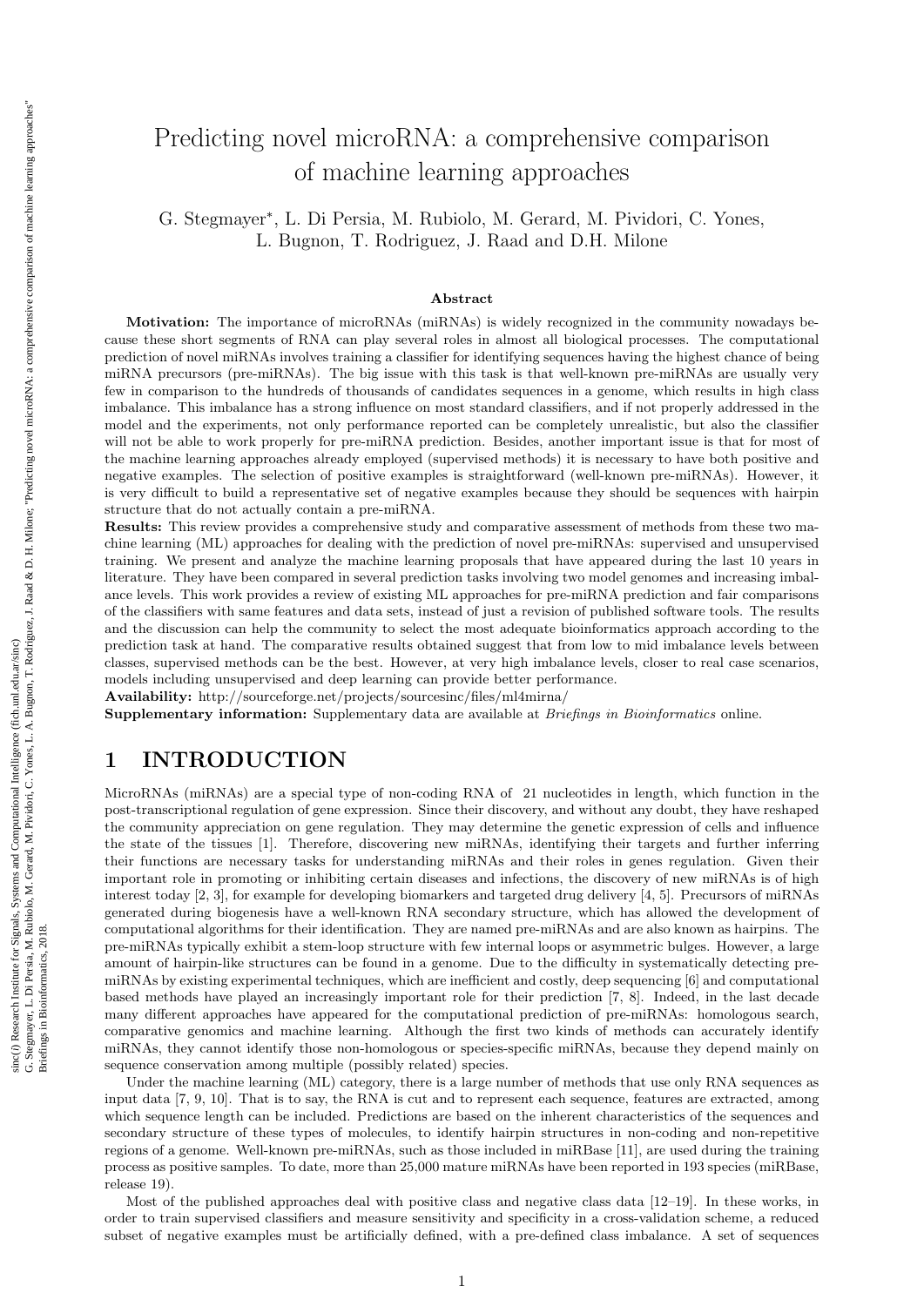# Predicting novel microRNA: a comprehensive comparison of machine learning approaches

G. Stegmayer*, L. Di Persia, M. Rubiolo, M. Gerard, M. Pividori, C. Yones, L. Bugnon, T. Rodriguez, J. Raad and D.H. Milone

### Abstract

**Motivation:** The importance of microRNAs (miRNAs) is widely recognized in the community nowadays because these short segments of RNA can play several roles in almost all biological processes. The computational prediction of novel miRNAs involves training a classifier for identifying sequences having the highest chance of being miRNA precursors (pre-miRNAs). The big issue with this task is that well-known pre-miRNAs are usually very few in comparison to the hundreds of thousands of candidates sequences in a genome, which results in high class imbalance. This imbalance has a strong influence on most standard classifiers, and if not properly addressed in the model and the experiments, not only performance reported can be completely unrealistic, but also the classifier will not be able to work properly for pre-miRNA prediction. Besides, another important issue is that for most of the machine learning approaches already employed (supervised methods) it is necessary to have both positive and negative examples. The selection of positive examples is straightforward (well-known pre-miRNAs). However, it is very difficult to build a representative set of negative examples because they should be sequences with hairpin structure that do not actually contain a pre-miRNA.

**Results:** This review provides a comprehensive study and comparative assessment of methods from these two machine learning (ML) approaches for dealing with the prediction of novel pre-miRNAs: supervised and unsupervised training. We present and analyze the machine learning proposals that have appeared during the last 10 years in literature. They have been compared in several prediction tasks involving two model genomes and increasing imbalance levels. This work provides a review of existing ML approaches for pre-miRNA prediction and fair comparisons of the classifiers with same features and data sets, instead of just a revision of published software tools. The results and the discussion can help the community to select the most adequate bioinformatics approach according to the prediction task at hand. The comparative results obtained suggest that from low to mid imbalance levels between classes, supervised methods can be the best. However, at very high imbalance levels, closer to real case scenarios, models including unsupervised and deep learning can provide better performance.

**Availability:** http://sourceforge.net/projects/sourcesinc/files/ml4mirna/

**Supplementary information:** Supplementary data are available at *Briefings in Bioinformatics* online.

## 1 INTRODUCTION

MicroRNAs (miRNAs) are a special type of non-coding RNA of 21 nucleotides in length, which function in the post-transcriptional regulation of gene expression. Since their discovery, and without any doubt, they have reshaped the community appreciation on gene regulation. They may determine the genetic expression of cells and influence the state of the tissues [1]. Therefore, discovering new miRNAs, identifying their targets and further inferring their functions are necessary tasks for understanding miRNAs and their roles in genes regulation. Given their important role in promoting or inhibiting certain diseases and infections, the discovery of new miRNAs is of high interest today [2, 3], for example for developing biomarkers and targeted drug delivery [4, 5]. Precursors of miRNAs generated during biogenesis have a well-known RNA secondary structure, which has allowed the development of computational algorithms for their identification. They are named pre-miRNAs and are also known as hairpins. The pre-miRNAs typically exhibit a stem-loop structure with few internal loops or asymmetric bulges. However, a large amount of hairpin-like structures can be found in a genome. Due to the difficulty in systematically detecting pre-miRNAs by existing experimental techniques, which are inefficient and costly, deep sequencing [6] and computational based methods have played an increasingly important role for their prediction [7, 8]. Indeed, in the last decade many different approaches have appeared for the computational prediction of pre-miRNAs: homologous search, comparative genomics and machine learning. Although the first two kinds of methods can accurately identify miRNAs, they cannot identify those non-homologous or species-specific miRNAs, because they depend mainly on sequence conservation among multiple (possibly related) species.

Under the machine learning (ML) category, there is a large number of methods that use only RNA sequences as input data [7, 9, 10]. That is to say, the RNA is cut and to represent each sequence, features are extracted, among which sequence length can be included. Predictions are based on the inherent characteristics of the sequences and secondary structure of these types of molecules, to identify hairpin structures in non-coding and non-repetitive regions of a genome. Well-known pre-miRNAs, such as those included in miRBase [11], are used during the training process as positive samples. To date, more than 25,000 mature miRNAs have been reported in 193 species (miRBase, release 19).

Most of the published approaches deal with positive class and negative class data [12–19]. In these works, in order to train supervised classifiers and measure sensitivity and specificity in a cross-validation scheme, a reduced subset of negative examples must be artificially defined, with a pre-defined class imbalance. A set of sequences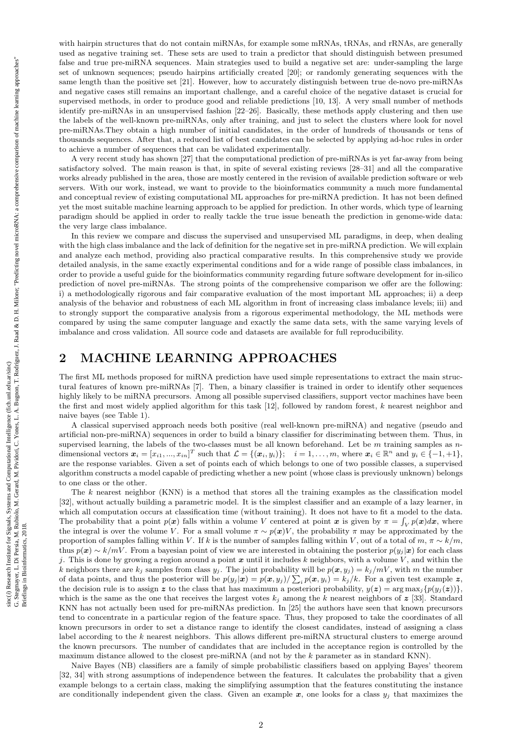with hairpin structures that do not contain miRNAs, for example some mRNAs, tRNAs, and rRNAs, are generally used as negative training set. These sets are used to train a predictor that should distinguish between presumed false and true pre-miRNA sequences. Main strategies used to build a negative set are: under-sampling the large set of unknown sequences; pseudo hairpins artificially created [20]; or randomly generating sequences with the same length than the positive set [21]. However, how to accurately distinguish between true de-novo pre-miRNAs and negative cases still remains an important challenge, and a careful choice of the negative dataset is crucial for supervised methods, in order to produce good and reliable predictions [10, 13]. A very small number of methods identify pre-miRNAs in an unsupervised fashion [22–26]. Basically, these methods apply clustering and then use the labels of the well-known pre-miRNAs, only after training, and just to select the clusters where look for novel pre-miRNAs.They obtain a high number of initial candidates, in the order of hundreds of thousands or tens of thousands sequences. After that, a reduced list of best candidates can be selected by applying ad-hoc rules in order to achieve a number of sequences that can be validated experimentally.

A very recent study has shown [27] that the computational prediction of pre-miRNAs is yet far-away from being satisfactory solved. The main reason is that, in spite of several existing reviews [28–31] and all the comparative works already published in the area, those are mostly centered in the revision of available prediction software or web servers. With our work, instead, we want to provide to the bioinformatics community a much more fundamental and conceptual review of existing computational ML approaches for pre-miRNA prediction. It has not been defined yet the most suitable machine learning approach to be applied for prediction. In other words, which type of learning paradigm should be applied in order to really tackle the true issue beneath the prediction in genome-wide data: the very large class imbalance.

In this review we compare and discuss the supervised and unsupervised ML paradigms, in deep, when dealing with the high class imbalance and the lack of definition for the negative set in pre-miRNA prediction. We will explain and analyze each method, providing also practical comparative results. In this comprehensive study we provide detailed analysis, in the same exactly experimental conditions and for a wide range of possible class imbalances, in order to provide a useful guide for the bioinformatics community regarding future software development for in-silico prediction of novel pre-miRNAs. The strong points of the comprehensive comparison we offer are the following: i) a methodologically rigorous and fair comparative evaluation of the most important ML approaches; ii) a deep analysis of the behavior and robustness of each ML algorithm in front of increasing class imbalance levels; iii) and to strongly support the comparative analysis from a rigorous experimental methodology, the ML methods were compared by using the same computer language and exactly the same data sets, with the same varying levels of imbalance and cross validation. All source code and datasets are available for full reproducibility.

## 2 MACHINE LEARNING APPROACHES

The first ML methods proposed for miRNA prediction have used simple representations to extract the main structural features of known pre-miRNAs [7]. Then, a binary classifier is trained in order to identify other sequences highly likely to be miRNA precursors. Among all possible supervised classifiers, support vector machines have been the first and most widely applied algorithm for this task [12], followed by random forest, $k$ nearest neighbor and naive bayes (see Table 1).

A classical supervised approach needs both positive (real well-known pre-miRNA) and negative (pseudo and artificial non-pre-miRNA) sequences in order to build a binary classifier for discriminating between them. Thus, in supervised learning, the labels of the two-classes must be all known beforehand. Let be $m$ training samples as $n$-dimensional vectors $\boldsymbol{x}_i = [x_{i1}, ..., x_{in}]^T$ such that $\mathcal{L} = \{(\boldsymbol{x}_i, y_i)\}; \quad i = 1, \ldots, m$, where $\boldsymbol{x}_i \in \mathbb{R}^n$ and $y_i \in \{-1, +1\}$, are the response variables. Given a set of points each of which belongs to one of two possible classes, a supervised algorithm constructs a model capable of predicting whether a new point (whose class is previously unknown) belongs to one class or the other.

The $k$ nearest neighbor (KNN) is a method that stores all the training examples as the classification model [32], without actually building a parametric model. It is the simplest classifier and an example of a lazy learner, in which all computation occurs at classification time (without training). It does not have to fit a model to the data. The probability that a point $p(\boldsymbol{x})$ falls within a volume $V$ centered at point $\boldsymbol{x}$ is given by $\pi = \int_V p(\boldsymbol{x})d\boldsymbol{x}$, where the integral is over the volume $V$. For a small volume $\pi \sim p(\boldsymbol{x})V$, the probability $\pi$ may be approximated by the proportion of samples falling within $V$. If $k$ is the number of samples falling within $V$, out of a total of $m$, $\pi \sim k/m$, thus $p(\boldsymbol{x}) \sim k/mV$. From a bayesian point of view we are interested in obtaining the posterior $p(y_j|\boldsymbol{x})$ for each class $j$. This is done by growing a region around a point $\boldsymbol{x}$ until it includes $k$ neighbors, with a volume $V$, and within the $k$ neighbors there are $k_j$ samples from class $y_j$. The joint probability will be $p(\boldsymbol{x}, y_j) = k_j/mV$, with $m$ the number of data points, and thus the posterior will be $p(y_j|\boldsymbol{x}) = p(\boldsymbol{x}, y_j)/\sum_i p(\boldsymbol{x}, y_i) = k_j/k$. For a given test example $\boldsymbol{z}$, the decision rule is to assign $\boldsymbol{z}$ to the class that has maximum a posteriori probability, $y(\boldsymbol{z}) = \arg\max_j\{p(y_j(\boldsymbol{z}))\}$, which is the same as the one that receives the largest votes $k_j$ among the $k$ nearest neighbors of $\boldsymbol{z}$ [33]. Standard KNN has not actually been used for pre-miRNAs prediction. In [25] the authors have seen that known precursors tend to concentrate in a particular region of the feature space. Thus, they proposed to take the coordinates of all known precursors in order to set a distance range to identify the closest candidates, instead of assigning a class label according to the $k$ nearest neighbors. This allows different pre-miRNA structural clusters to emerge around the known precursors. The number of candidates that are included in the acceptance region is controlled by the maximum distance allowed to the closest pre-miRNA (and not by the $k$ parameter as in standard KNN).

Naive Bayes (NB) classifiers are a family of simple probabilistic classifiers based on applying Bayes' theorem [32, 34] with strong assumptions of independence between the features. It calculates the probability that a given example belongs to a certain class, making the simplifying assumption that the features constituting the instance are conditionally independent given the class. Given an example $\boldsymbol{x}$, one looks for a class $y_j$ that maximizes the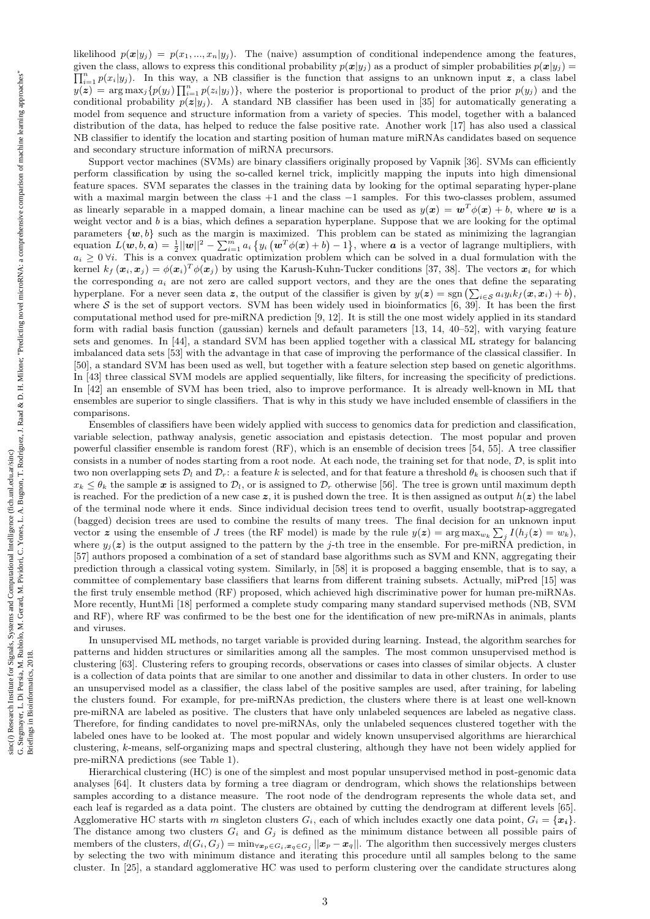likelihood $p(\boldsymbol{x}|y_j) = p(x_1, ..., x_n|y_j)$. The (naive) assumption of conditional independence among the features, given the class, allows to express this conditional probability $p(\boldsymbol{x}|y_j)$ as a product of simpler probabilities $p(\boldsymbol{x}|y_j) = \prod_{i=1}^{n} p(x_i|y_j)$. In this way, a NB classifier is the function that assigns to an unknown input $\boldsymbol{z}$, a class label $y(\boldsymbol{z}) = \arg\max_j\{p(y_j) \prod_{i=1}^{n} p(z_i|y_j)\}$, where the posterior is proportional to product of the prior $p(y_j)$ and the conditional probability $p(\boldsymbol{z}|y_j)$. A standard NB classifier has been used in [35] for automatically generating a model from sequence and structure information from a variety of species. This model, together with a balanced distribution of the data, has helped to reduce the false positive rate. Another work [17] has also used a classical NB classifier to identify the location and starting position of human mature miRNAs candidates based on sequence and secondary structure information of miRNA precursors.

Support vector machines (SVMs) are binary classifiers originally proposed by Vapnik [36]. SVMs can efficiently perform classification by using the so-called kernel trick, implicitly mapping the inputs into high dimensional feature spaces. SVM separates the classes in the training data by looking for the optimal separating hyper-plane with a maximal margin between the class +1 and the class −1 samples. For this two-classes problem, assumed as linearly separable in a mapped domain, a linear machine can be used as $y(\boldsymbol{x}) = \boldsymbol{w}^T\phi(\boldsymbol{x}) + b$, where $\boldsymbol{w}$ is a weight vector and $b$ is a bias, which defines a separation hyperplane. Suppose that we are looking for the optimal parameters $\{\boldsymbol{w}, b\}$ such as the margin is maximized. This problem can be stated as minimizing the lagrangian equation $L(\boldsymbol{w}, b, \boldsymbol{a}) = \frac{1}{2}||\boldsymbol{w}||^2 - \sum_{i=1}^{m} a_i \left\{y_i \left(\boldsymbol{w}^T\phi(\boldsymbol{x}) + b\right) - 1\right\}$, where $\boldsymbol{a}$ is a vector of lagrange multipliers, with $a_i \geq 0 \; \forall i$. This is a convex quadratic optimization problem which can be solved in a dual formulation with the kernel $k_f(\boldsymbol{x}_i, \boldsymbol{x}_j) = \phi(\boldsymbol{x}_i)^T\phi(\boldsymbol{x}_j)$ by using the Karush-Kuhn-Tucker conditions [37, 38]. The vectors $\boldsymbol{x}_i$ for which the corresponding $a_i$ are not zero are called support vectors, and they are the ones that define the separating hyperplane. For a never seen data $\boldsymbol{z}$, the output of the classifier is given by $y(\boldsymbol{z}) = \text{sgn}\left(\sum_{i\in\mathcal{S}} a_i y_i k_f(\boldsymbol{x}, \boldsymbol{x}_i) + b\right)$, where $\mathcal{S}$ is the set of support vectors. SVM has been widely used in bioinformatics [6, 39]. It has been the first computational method used for pre-miRNA prediction [9, 12]. It is still the one most widely applied in its standard form with radial basis function (gaussian) kernels and default parameters [13, 14, 40–52], with varying feature sets and genomes. In [44], a standard SVM has been applied together with a classical ML strategy for balancing imbalanced data sets [53] with the advantage in that case of improving the performance of the classical classifier. In [50], a standard SVM has been used as well, but together with a feature selection step based on genetic algorithms. In [43] three classical SVM models are applied sequentially, like filters, for increasing the specificity of predictions. In [42] an ensemble of SVM has been tried, also to improve performance. It is already well-known in ML that ensembles are superior to single classifiers. That is why in this study we have included ensemble of classifiers in the comparisons.

Ensembles of classifiers have been widely applied with success to genomics data for prediction and classification, variable selection, pathway analysis, genetic association and epistasis detection. The most popular and proven powerful classifier ensemble is random forest (RF), which is an ensemble of decision trees [54, 55]. A tree classifier consists in a number of nodes starting from a root node. At each node, the training set for that node, $\mathcal{D}$, is split into two non overlapping sets $\mathcal{D}_l$ and $\mathcal{D}_r$: a feature $k$ is selected, and for that feature a threshold $\theta_k$ is choosen such that if $x_k \leq \theta_k$ the sample $\boldsymbol{x}$ is assigned to $\mathcal{D}_l$, or is assigned to $\mathcal{D}_r$ otherwise [56]. The tree is grown until maximum depth is reached. For the prediction of a new case $\boldsymbol{z}$, it is pushed down the tree. It is then assigned as output $h(\boldsymbol{z})$ the label of the terminal node where it ends. Since individual decision trees tend to overfit, usually bootstrap-aggregated (bagged) decision trees are used to combine the results of many trees. The final decision for an unknown input vector $\boldsymbol{z}$ using the ensemble of $J$ trees (the RF model) is made by the rule $y(\boldsymbol{z}) = \arg\max_{w_k} \sum_j I(h_j(\boldsymbol{z}) = w_k)$, where $y_j(\boldsymbol{z})$ is the output assigned to the pattern by the $j$-th tree in the ensemble. For pre-miRNA prediction, in [57] authors proposed a combination of a set of standard base algorithms such as SVM and KNN, aggregating their prediction through a classical voting system. Similarly, in [58] it is proposed a bagging ensemble, that is to say, a committee of complementary base classifiers that learns from different training subsets. Actually, miPred [15] was the first truly ensemble method (RF) proposed, which achieved high discriminative power for human pre-miRNAs. More recently, HuntMi [18] performed a complete study comparing many standard supervised methods (NB, SVM and RF), where RF was confirmed to be the best one for the identification of new pre-miRNAs in animals, plants and viruses.

In unsupervised ML methods, no target variable is provided during learning. Instead, the algorithm searches for patterns and hidden structures or similarities among all the samples. The most common unsupervised method is clustering [63]. Clustering refers to grouping records, observations or cases into classes of similar objects. A cluster is a collection of data points that are similar to one another and dissimilar to data in other clusters. In order to use an unsupervised model as a classifier, the class label of the positive samples are used, after training, for labeling the clusters found. For example, for pre-miRNAs prediction, the clusters where there is at least one well-known pre-miRNA are labeled as positive. The clusters that have only unlabeled sequences are labeled as negative class. Therefore, for finding candidates to novel pre-miRNAs, only the unlabeled sequences clustered together with the labeled ones have to be looked at. The most popular and widely known unsupervised algorithms are hierarchical clustering, $k$-means, self-organizing maps and spectral clustering, although they have not been widely applied for pre-miRNA predictions (see Table 1).

Hierarchical clustering (HC) is one of the simplest and most popular unsupervised method in post-genomic data analyses [64]. It clusters data by forming a tree diagram or dendrogram, which shows the relationships between samples according to a distance measure. The root node of the dendrogram represents the whole data set, and each leaf is regarded as a data point. The clusters are obtained by cutting the dendrogram at different levels [65]. Agglomerative HC starts with $m$ singleton clusters $G_i$, each of which includes exactly one data point, $G_i = \{\boldsymbol{x}_i\}$. The distance among two clusters $G_i$ and $G_j$ is defined as the minimum distance between all possible pairs of members of the clusters, $d(G_i, G_j) = \min_{\forall \boldsymbol{x}_p \in G_i, \boldsymbol{x}_q \in G_j} ||\boldsymbol{x}_p - \boldsymbol{x}_q||$. The algorithm then successively merges clusters by selecting the two with minimum distance and iterating this procedure until all samples belong to the same cluster. In [25], a standard agglomerative HC was used to perform clustering over the candidate structures along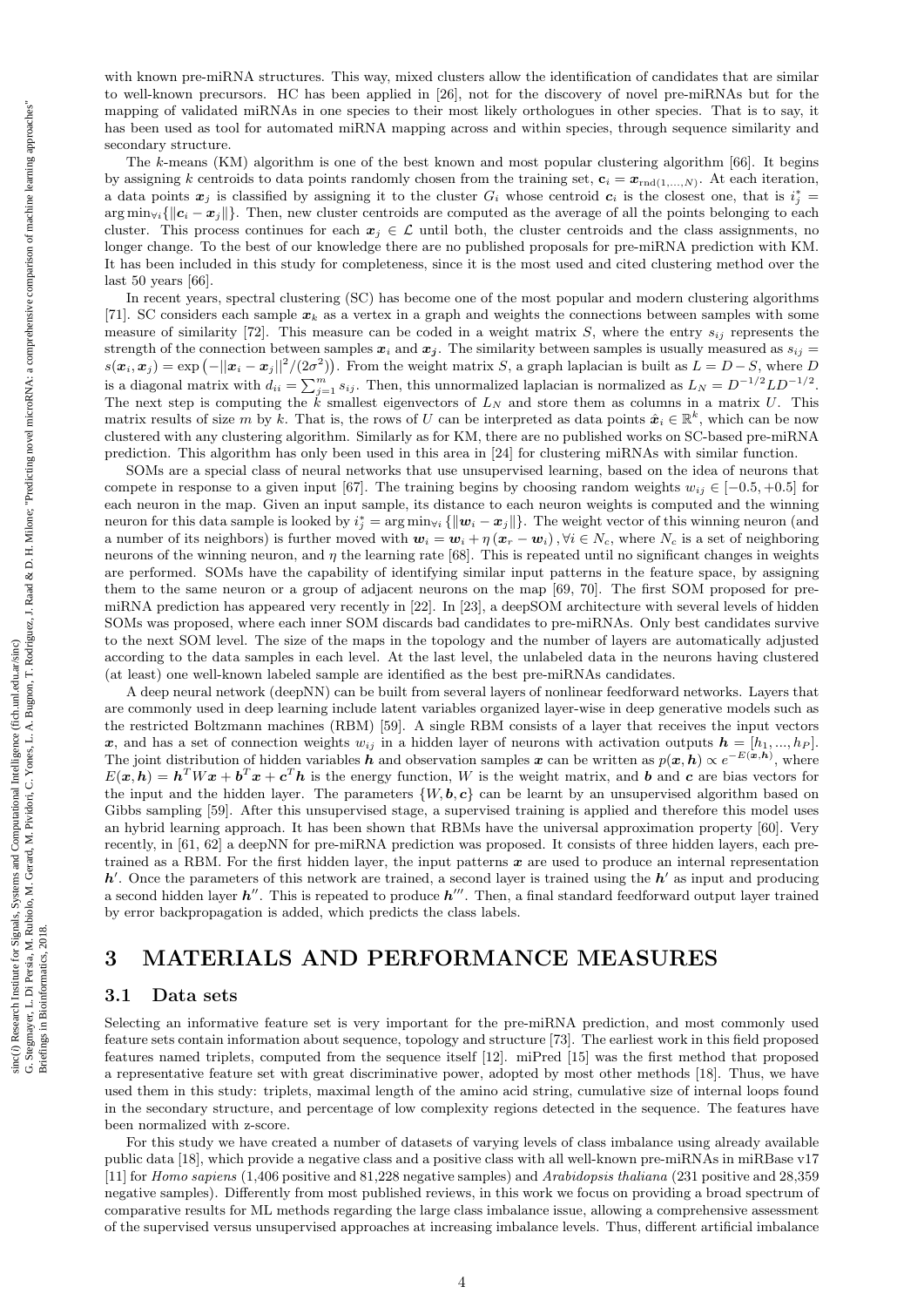with known pre-miRNA structures. This way, mixed clusters allow the identification of candidates that are similar to well-known precursors. HC has been applied in [26], not for the discovery of novel pre-miRNAs but for the mapping of validated miRNAs in one species to their most likely orthologues in other species. That is to say, it has been used as tool for automated miRNA mapping across and within species, through sequence similarity and secondary structure.

The $k$-means (KM) algorithm is one of the best known and most popular clustering algorithm [66]. It begins by assigning $k$ centroids to data points randomly chosen from the training set, $\mathbf{c}_i = \boldsymbol{x}_{\text{rnd}(1,...,N)}$. At each iteration, a data points $\boldsymbol{x}_j$ is classified by assigning it to the cluster $G_i$ whose centroid $\boldsymbol{c}_i$ is the closest one, that is $i^*_j = \arg\min_{\forall i}\{\|\boldsymbol{c}_i - \boldsymbol{x}_j\|\}$. Then, new cluster centroids are computed as the average of all the points belonging to each cluster. This process continues for each $\boldsymbol{x}_j \in \mathcal{L}$ until both, the cluster centroids and the class assignments, no longer change. To the best of our knowledge there are no published proposals for pre-miRNA prediction with KM. It has been included in this study for completeness, since it is the most used and cited clustering method over the last 50 years [66].

In recent years, spectral clustering (SC) has become one of the most popular and modern clustering algorithms [71]. SC considers each sample $\boldsymbol{x}_k$ as a vertex in a graph and weights the connections between samples with some measure of similarity [72]. This measure can be coded in a weight matrix $S$, where the entry $s_{ij}$ represents the strength of the connection between samples $\boldsymbol{x}_i$ and $\boldsymbol{x}_j$. The similarity between samples is usually measured as $s_{ij} = s(\boldsymbol{x}_i, \boldsymbol{x}_j) = \exp\left(-||\boldsymbol{x}_i - \boldsymbol{x}_j||^2/(2\sigma^2)\right)$. From the weight matrix $S$, a graph laplacian is built as $L = D - S$, where $D$ is a diagonal matrix with $d_{ii} = \sum_{j=1}^{m} s_{ij}$. Then, this unnormalized laplacian is normalized as $L_N = D^{-1/2}LD^{-1/2}$. The next step is computing the $k$ smallest eigenvectors of $L_N$ and store them as columns in a matrix $U$. This matrix results of size $m$ by $k$. That is, the rows of $U$ can be interpreted as data points $\hat{\boldsymbol{x}}_i \in \mathbb{R}^k$, which can be now clustered with any clustering algorithm. Similarly as for KM, there are no published works on SC-based pre-miRNA prediction. This algorithm has only been used in this area in [24] for clustering miRNAs with similar function.

SOMs are a special class of neural networks that use unsupervised learning, based on the idea of neurons that compete in response to a given input [67]. The training begins by choosing random weights $w_{ij} \in [-0.5, +0.5]$ for each neuron in the map. Given an input sample, its distance to each neuron weights is computed and the winning neuron for this data sample is looked by $i^*_j = \arg\min_{\forall i}\{\|\boldsymbol{w}_i - \boldsymbol{x}_j\|\}$. The weight vector of this winning neuron (and a number of its neighbors) is further moved with $\boldsymbol{w}_i = \boldsymbol{w}_i + \eta\left(\boldsymbol{x}_r - \boldsymbol{w}_i\right), \forall i \in N_c$, where $N_c$ is a set of neighboring neurons of the winning neuron, and $\eta$ the learning rate [68]. This is repeated until no significant changes in weights are performed. SOMs have the capability of identifying similar input patterns in the feature space, by assigning them to the same neuron or a group of adjacent neurons on the map [69, 70]. The first SOM proposed for pre-miRNA prediction has appeared very recently in [22]. In [23], a deepSOM architecture with several levels of hidden SOMs was proposed, where each inner SOM discards bad candidates to pre-miRNAs. Only best candidates survive to the next SOM level. The size of the maps in the topology and the number of layers are automatically adjusted according to the data samples in each level. At the last level, the unlabeled data in the neurons having clustered (at least) one well-known labeled sample are identified as the best pre-miRNAs candidates.

A deep neural network (deepNN) can be built from several layers of nonlinear feedforward networks. Layers that are commonly used in deep learning include latent variables organized layer-wise in deep generative models such as the restricted Boltzmann machines (RBM) [59]. A single RBM consists of a layer that receives the input vectors $\boldsymbol{x}$, and has a set of connection weights $w_{ij}$ in a hidden layer of neurons with activation outputs $\boldsymbol{h} = [h_1, ..., h_P]$. The joint distribution of hidden variables $\boldsymbol{h}$ and observation samples $\boldsymbol{x}$ can be written as $p(\boldsymbol{x}, \boldsymbol{h}) \propto e^{-E(\boldsymbol{x},\boldsymbol{h})}$, where $E(\boldsymbol{x}, \boldsymbol{h}) = \boldsymbol{h}^T W \boldsymbol{x} + \boldsymbol{b}^T \boldsymbol{x} + \boldsymbol{c}^T \boldsymbol{h}$ is the energy function, $W$ is the weight matrix, and $\boldsymbol{b}$ and $\boldsymbol{c}$ are bias vectors for the input and the hidden layer. The parameters $\{W, \boldsymbol{b}, \boldsymbol{c}\}$ can be learnt by an unsupervised algorithm based on Gibbs sampling [59]. After this unsupervised stage, a supervised training is applied and therefore this model uses an hybrid learning approach. It has been shown that RBMs have the universal approximation property [60]. Very recently, in [61, 62] a deepNN for pre-miRNA prediction was proposed. It consists of three hidden layers, each pre-trained as a RBM. For the first hidden layer, the input patterns $\boldsymbol{x}$ are used to produce an internal representation $\boldsymbol{h}'$. Once the parameters of this network are trained, a second layer is trained using the $\boldsymbol{h}'$ as input and producing a second hidden layer $\boldsymbol{h}''$. This is repeated to produce $\boldsymbol{h}'''$. Then, a final standard feedforward output layer trained by error backpropagation is added, which predicts the class labels.

# 3 MATERIALS AND PERFORMANCE MEASURES

## 3.1 Data sets

Selecting an informative feature set is very important for the pre-miRNA prediction, and most commonly used feature sets contain information about sequence, topology and structure [73]. The earliest work in this field proposed features named triplets, computed from the sequence itself [12]. miPred [15] was the first method that proposed a representative feature set with great discriminative power, adopted by most other methods [18]. Thus, we have used them in this study: triplets, maximal length of the amino acid string, cumulative size of internal loops found in the secondary structure, and percentage of low complexity regions detected in the sequence. The features have been normalized with z-score.

For this study we have created a number of datasets of varying levels of class imbalance using already available public data [18], which provide a negative class and a positive class with all well-known pre-miRNAs in miRBase v17 [11] for *Homo sapiens* (1,406 positive and 81,228 negative samples) and *Arabidopsis thaliana* (231 positive and 28,359 negative samples). Differently from most published reviews, in this work we focus on providing a broad spectrum of comparative results for ML methods regarding the large class imbalance issue, allowing a comprehensive assessment of the supervised versus unsupervised approaches at increasing imbalance levels. Thus, different artificial imbalance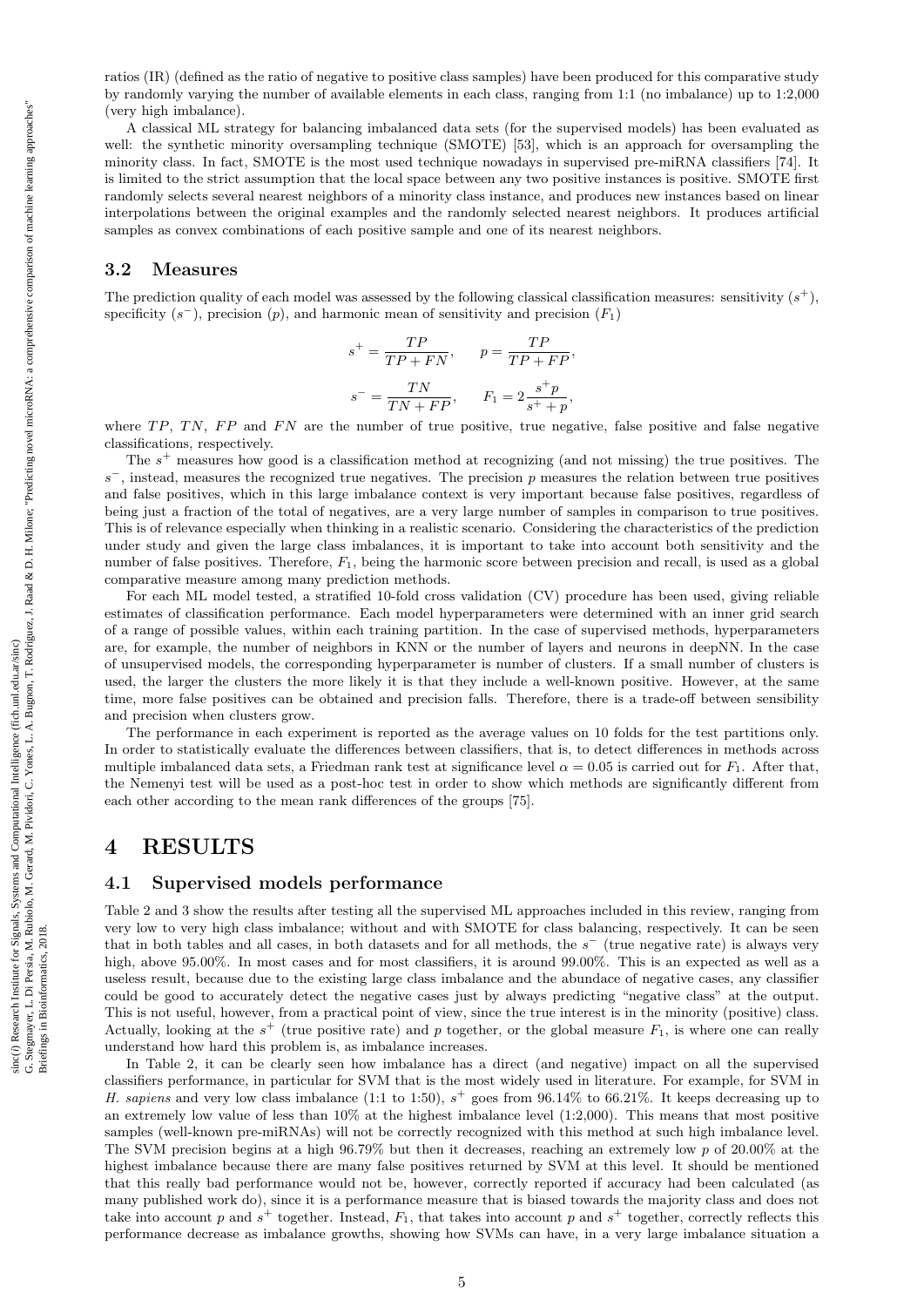ratios (IR) (defined as the ratio of negative to positive class samples) have been produced for this comparative study by randomly varying the number of available elements in each class, ranging from 1:1 (no imbalance) up to 1:2,000 (very high imbalance).

A classical ML strategy for balancing imbalanced data sets (for the supervised models) has been evaluated as well: the synthetic minority oversampling technique (SMOTE) [53], which is an approach for oversampling the minority class. In fact, SMOTE is the most used technique nowadays in supervised pre-miRNA classifiers [74]. It is limited to the strict assumption that the local space between any two positive instances is positive. SMOTE first randomly selects several nearest neighbors of a minority class instance, and produces new instances based on linear interpolations between the original examples and the randomly selected nearest neighbors. It produces artificial samples as convex combinations of each positive sample and one of its nearest neighbors.

## 3.2 Measures

The prediction quality of each model was assessed by the following classical classification measures: sensitivity ($s^+$), specificity ($s^-$), precision ($p$), and harmonic mean of sensitivity and precision ($F_1$)

$$s^+ = \frac{TP}{TP+FN}, \qquad p = \frac{TP}{TP+FP},$$

$$s^- = \frac{TN}{TN+FP}, \qquad F_1 = 2\frac{s^+ p}{s^+ + p},$$

where $TP$, $TN$, $FP$ and $FN$ are the number of true positive, true negative, false positive and false negative classifications, respectively.

The $s^+$ measures how good is a classification method at recognizing (and not missing) the true positives. The $s^-$, instead, measures the recognized true negatives. The precision $p$ measures the relation between true positives and false positives, which in this large imbalance context is very important because false positives, regardless of being just a fraction of the total of negatives, are a very large number of samples in comparison to true positives. This is of relevance especially when thinking in a realistic scenario. Considering the characteristics of the prediction under study and given the large class imbalances, it is important to take into account both sensitivity and the number of false positives. Therefore, $F_1$, being the harmonic score between precision and recall, is used as a global comparative measure among many prediction methods.

For each ML model tested, a stratified 10-fold cross validation (CV) procedure has been used, giving reliable estimates of classification performance. Each model hyperparameters were determined with an inner grid search of a range of possible values, within each training partition. In the case of supervised methods, hyperparameters are, for example, the number of neighbors in KNN or the number of layers and neurons in deepNN. In the case of unsupervised models, the corresponding hyperparameter is number of clusters. If a small number of clusters is used, the larger the clusters the more likely it is that they include a well-known positive. However, at the same time, more false positives can be obtained and precision falls. Therefore, there is a trade-off between sensibility and precision when clusters grow.

The performance in each experiment is reported as the average values on 10 folds for the test partitions only. In order to statistically evaluate the differences between classifiers, that is, to detect differences in methods across multiple imbalanced data sets, a Friedman rank test at significance level $\alpha = 0.05$ is carried out for $F_1$. After that, the Nemenyi test will be used as a post-hoc test in order to show which methods are significantly different from each other according to the mean rank differences of the groups [75].

# 4 RESULTS

## 4.1 Supervised models performance

Table 2 and 3 show the results after testing all the supervised ML approaches included in this review, ranging from very low to very high class imbalance; without and with SMOTE for class balancing, respectively. It can be seen that in both tables and all cases, in both datasets and for all methods, the $s^-$ (true negative rate) is always very high, above 95.00%. In most cases and for most classifiers, it is around 99.00%. This is an expected as well as a useless result, because due to the existing large class imbalance and the abundace of negative cases, any classifier could be good to accurately detect the negative cases just by always predicting "negative class" at the output. This is not useful, however, from a practical point of view, since the true interest is in the minority (positive) class. Actually, looking at the $s^+$ (true positive rate) and $p$ together, or the global measure $F_1$, is where one can really understand how hard this problem is, as imbalance increases.

In Table 2, it can be clearly seen how imbalance has a direct (and negative) impact on all the supervised classifiers performance, in particular for SVM that is the most widely used in literature. For example, for SVM in *H. sapiens* and very low class imbalance (1:1 to 1:50), $s^+$ goes from 96.14% to 66.21%. It keeps decreasing up to an extremely low value of less than 10% at the highest imbalance level (1:2,000). This means that most positive samples (well-known pre-miRNAs) will not be correctly recognized with this method at such high imbalance level. The SVM precision begins at a high 96.79% but then it decreases, reaching an extremely low $p$ of 20.00% at the highest imbalance because there are many false positives returned by SVM at this level. It should be mentioned that this really bad performance would not be, however, correctly reported if accuracy had been calculated (as many published work do), since it is a performance measure that is biased towards the majority class and does not take into account $p$ and $s^+$ together. Instead, $F_1$, that takes into account $p$ and $s^+$ together, correctly reflects this performance decrease as imbalance growths, showing how SVMs can have, in a very large imbalance situation a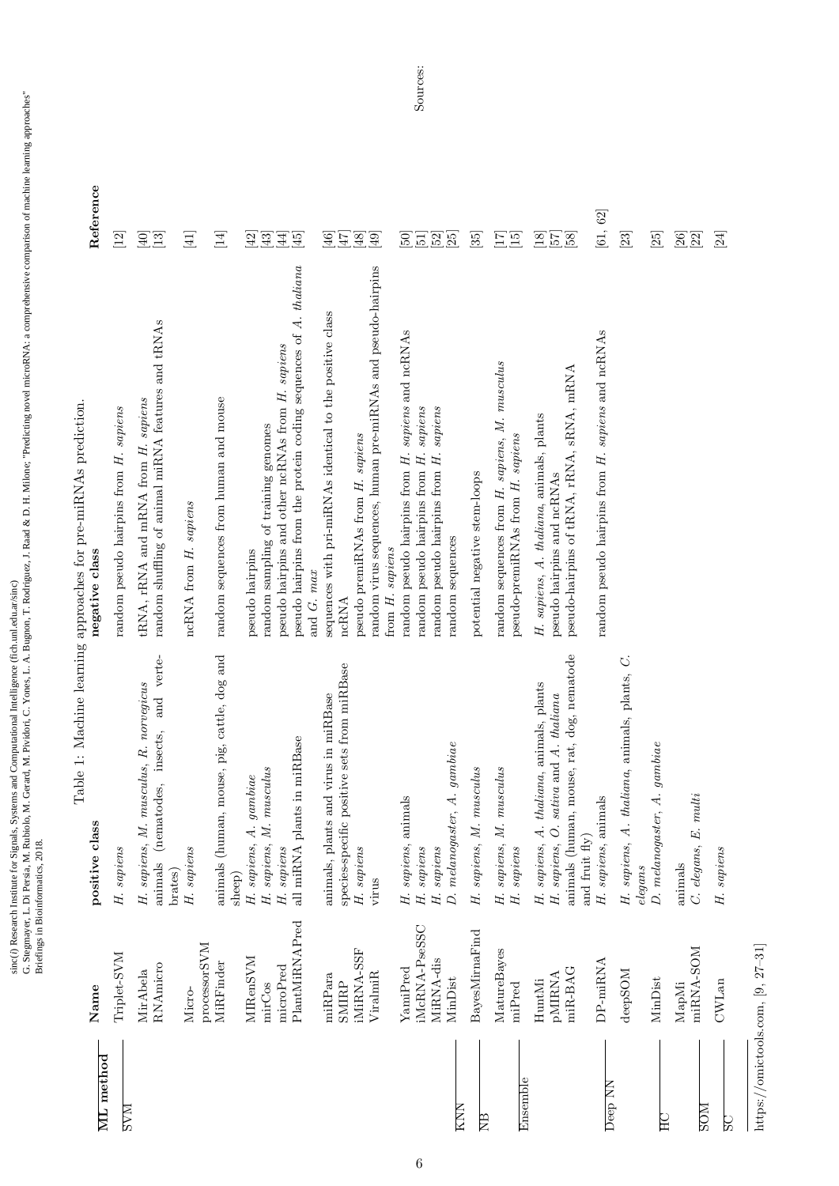Table 1: Machine learning approaches for pre-miRNAs prediction.

| ML method | Name | positive class | negative class | Reference |
|---|---|---|---|---|
| SVM | Triplet-SVM | *H. sapiens* | random pseudo hairpins from *H. sapiens* | [12] |
| | MirAbela | *H. sapiens*, *M. musculus*, *R. norvegicus* | tRNA, rRNA and mRNA from *H. sapiens* | [40] |
| | RNAmicro | animals (nematodes, insects, and vertebrates) | random shuffling of animal miRNA features and tRNAs | [13] |
| | Micro-processorSVM | *H. sapiens* | ncRNA from *H. sapiens* | [41] |
| | MiRFinder | animals (human, mouse, pig, cattle, dog and sheep) | random sequences from human and mouse | [14] |
| | MIRenSVM | *H. sapiens*, *A. gambiae* | pseudo hairpins | [42] |
| | mirCos | *H. sapiens*, *M. musculus* | random sampling of training genomes | [43] |
| | microPred | *H. sapiens* | pseudo hairpins and other ncRNAs from *H. sapiens* | [44] |
| | PlantMiRNAPred | all miRNA plants in miRBase | pseudo hairpins from the protein coding sequences of *A. thaliana* and *G. max* | [45] |
| | miRPara | animals, plants and virus in miRBase | sequences with pri-miRNAs identical to the positive class | [46] |
| | SMIRP | species-specific positive sets from miRBase | ncRNA | [47] |
| | iMiRNA-SSF | *H. sapiens* | pseudo premiRNAs from *H. sapiens* | [48] |
| | ViralmiR | virus | random virus sequences, human pre-miRNAs and pseudo-hairpins from *H. sapiens* | [49] |
| | YamiPred | *H. sapiens*, animals | random pseudo hairpins from *H. sapiens* and ncRNAs | [50] |
| | iMcRNA-PseSSC | *H. sapiens* | random pseudo hairpins from *H. sapiens* | [51] |
| | MiRNA-dis | *H. sapiens* | random pseudo hairpins from *H. sapiens* | [52] |
| | MinDist | *D. melanogaster*, *A. gambiae* | random sequences | [25] |
| KNN | BayesMirnaFind | *H. sapiens*, *M. musculus* | potential negative stem-loops | [35] |
| NB | MatureBayes | *H. sapiens*, *M. musculus* | random sequences from *H. sapiens*, *M. musculus* | [17] |
| | miPred | *H. sapiens* | pseudo-premiRNAs from *H. sapiens* | [15] |
| Ensemble | HuntMi | *H. sapiens*, *A. thaliana*, animals, plants | *H. sapiens*, *A. thaliana*, animals, plants | [18] |
| | pMIRNA | *H. sapiens*, *O. sativa* and *A. thaliana* | pseudo hairpins and ncRNAs | [57] |
| | miR-BAG | animals (human, mouse, rat, dog, nematode and fruit fly) | pseudo-hairpins of tRNA, rRNA, sRNA, mRNA | [58] |
| | DP-miRNA | *H. sapiens*, animals | random pseudo hairpins from *H. sapiens* and ncRNAs | [61, 62] |
| Deep NN | deepSOM | *H. sapiens*, *A. thaliana*, animals, plants, *C. elegans* | | [23] |
| | MinDist | *D. melanogaster*, *A. gambiae* | | [25] |
| HC | MapMi | animals | | [26] |
| | miRNA-SOM | *C. elegans*, *E. multi* | | [22] |
| SOM | CWLan | *H. sapiens* | | [24] |
| SC | | | | |

Sources: https://omictools.com, [9, 27–31]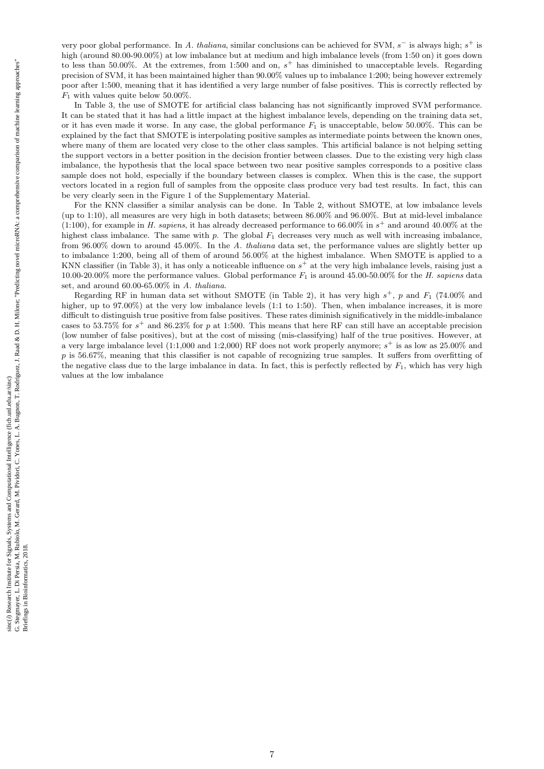very poor global performance. In *A. thaliana*, similar conclusions can be achieved for SVM, $s^-$ is always high; $s^+$ is high (around 80.00-90.00%) at low imbalance but at medium and high imbalance levels (from 1:50 on) it goes down to less than 50.00%. At the extremes, from 1:500 and on, $s^+$ has diminished to unacceptable levels. Regarding precision of SVM, it has been maintained higher than 90.00% values up to imbalance 1:200; being however extremely poor after 1:500, meaning that it has identified a very large number of false positives. This is correctly reflected by $F_1$ with values quite below 50.00%.

In Table 3, the use of SMOTE for artificial class balancing has not significantly improved SVM performance. It can be stated that it has had a little impact at the highest imbalance levels, depending on the training data set, or it has even made it worse. In any case, the global performance $F_1$ is unacceptable, below 50.00%. This can be explained by the fact that SMOTE is interpolating positive samples as intermediate points between the known ones, where many of them are located very close to the other class samples. This artificial balance is not helping setting the support vectors in a better position in the decision frontier between classes. Due to the existing very high class imbalance, the hypothesis that the local space between two near positive samples corresponds to a positive class sample does not hold, especially if the boundary between classes is complex. When this is the case, the support vectors located in a region full of samples from the opposite class produce very bad test results. In fact, this can be very clearly seen in the Figure 1 of the Supplementary Material.

For the KNN classifier a similar analysis can be done. In Table 2, without SMOTE, at low imbalance levels (up to 1:10), all measures are very high in both datasets; between 86.00% and 96.00%. But at mid-level imbalance (1:100), for example in *H. sapiens*, it has already decreased performance to 66.00% in $s^+$ and around 40.00% at the highest class imbalance. The same with $p$. The global $F_1$ decreases very much as well with increasing imbalance, from 96.00% down to around 45.00%. In the *A. thaliana* data set, the performance values are slightly better up to imbalance 1:200, being all of them of around 56.00% at the highest imbalance. When SMOTE is applied to a KNN classifier (in Table 3), it has only a noticeable influence on $s^+$ at the very high imbalance levels, raising just a 10.00-20.00% more the performance values. Global performance $F_1$ is around 45.00-50.00% for the *H. sapiens* data set, and around 60.00-65.00% in *A. thaliana*.

Regarding RF in human data set without SMOTE (in Table 2), it has very high $s^+$, $p$ and $F_1$ (74.00% and higher, up to 97.00%) at the very low imbalance levels (1:1 to 1:50). Then, when imbalance increases, it is more difficult to distinguish true positive from false positives. These rates diminish significatively in the middle-imbalance cases to 53.75% for $s^+$ and 86.23% for $p$ at 1:500. This means that here RF can still have an acceptable precision (low number of false positives), but at the cost of missing (mis-classifying) half of the true positives. However, at a very large imbalance level (1:1,000 and 1:2,000) RF does not work properly anymore; $s^+$ is as low as 25.00% and $p$ is 56.67%, meaning that this classifier is not capable of recognizing true samples. It suffers from overfitting of the negative class due to the large imbalance in data. In fact, this is perfectly reflected by $F_1$, which has very high values at the low imbalance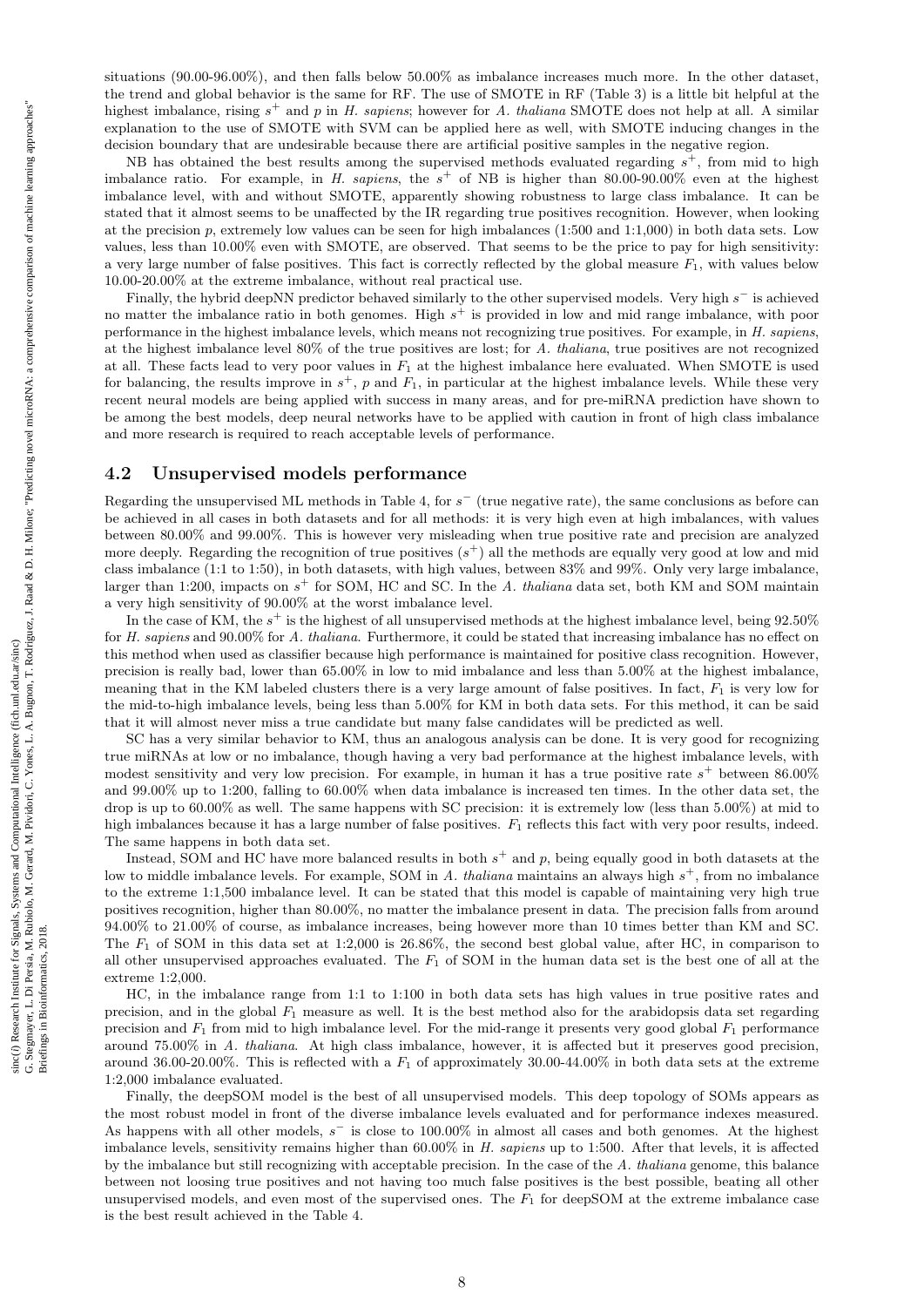situations (90.00-96.00%), and then falls below 50.00% as imbalance increases much more. In the other dataset, the trend and global behavior is the same for RF. The use of SMOTE in RF (Table 3) is a little bit helpful at the highest imbalance, rising $s^+$ and $p$ in *H. sapiens*; however for *A. thaliana* SMOTE does not help at all. A similar explanation to the use of SMOTE with SVM can be applied here as well, with SMOTE inducing changes in the decision boundary that are undesirable because there are artificial positive samples in the negative region.

NB has obtained the best results among the supervised methods evaluated regarding $s^+$, from mid to high imbalance ratio. For example, in *H. sapiens*, the $s^+$ of NB is higher than 80.00-90.00% even at the highest imbalance level, with and without SMOTE, apparently showing robustness to large class imbalance. It can be stated that it almost seems to be unaffected by the IR regarding true positives recognition. However, when looking at the precision $p$, extremely low values can be seen for high imbalances (1:500 and 1:1,000) in both data sets. Low values, less than 10.00% even with SMOTE, are observed. That seems to be the price to pay for high sensitivity: a very large number of false positives. This fact is correctly reflected by the global measure $F_1$, with values below 10.00-20.00% at the extreme imbalance, without real practical use.

Finally, the hybrid deepNN predictor behaved similarly to the other supervised models. Very high $s^-$ is achieved no matter the imbalance ratio in both genomes. High $s^+$ is provided in low and mid range imbalance, with poor performance in the highest imbalance levels, which means not recognizing true positives. For example, in *H. sapiens*, at the highest imbalance level 80% of the true positives are lost; for *A. thaliana*, true positives are not recognized at all. These facts lead to very poor values in $F_1$ at the highest imbalance here evaluated. When SMOTE is used for balancing, the results improve in $s^+$, $p$ and $F_1$, in particular at the highest imbalance levels. While these very recent neural models are being applied with success in many areas, and for pre-miRNA prediction have shown to be among the best models, deep neural networks have to be applied with caution in front of high class imbalance and more research is required to reach acceptable levels of performance.

## 4.2 Unsupervised models performance

Regarding the unsupervised ML methods in Table 4, for $s^-$ (true negative rate), the same conclusions as before can be achieved in all cases in both datasets and for all methods: it is very high even at high imbalances, with values between 80.00% and 99.00%. This is however very misleading when true positive rate and precision are analyzed more deeply. Regarding the recognition of true positives ($s^+$) all the methods are equally very good at low and mid class imbalance (1:1 to 1:50), in both datasets, with high values, between 83% and 99%. Only very large imbalance, larger than 1:200, impacts on $s^+$ for SOM, HC and SC. In the *A. thaliana* data set, both KM and SOM maintain a very high sensitivity of 90.00% at the worst imbalance level.

In the case of KM, the $s^+$ is the highest of all unsupervised methods at the highest imbalance level, being 92.50% for *H. sapiens* and 90.00% for *A. thaliana*. Furthermore, it could be stated that increasing imbalance has no effect on this method when used as classifier because high performance is maintained for positive class recognition. However, precision is really bad, lower than 65.00% in low to mid imbalance and less than 5.00% at the highest imbalance, meaning that in the KM labeled clusters there is a very large amount of false positives. In fact, $F_1$ is very low for the mid-to-high imbalance levels, being less than 5.00% for KM in both data sets. For this method, it can be said that it will almost never miss a true candidate but many false candidates will be predicted as well.

SC has a very similar behavior to KM, thus an analogous analysis can be done. It is very good for recognizing true miRNAs at low or no imbalance, though having a very bad performance at the highest imbalance levels, with modest sensitivity and very low precision. For example, in human it has a true positive rate $s^+$ between 86.00% and 99.00% up to 1:200, falling to 60.00% when data imbalance is increased ten times. In the other data set, the drop is up to 60.00% as well. The same happens with SC precision: it is extremely low (less than 5.00%) at mid to high imbalances because it has a large number of false positives. $F_1$ reflects this fact with very poor results, indeed. The same happens in both data set.

Instead, SOM and HC have more balanced results in both $s^+$ and $p$, being equally good in both datasets at the low to middle imbalance levels. For example, SOM in *A. thaliana* maintains an always high $s^+$, from no imbalance to the extreme 1:1,500 imbalance level. It can be stated that this model is capable of maintaining very high true positives recognition, higher than 80.00%, no matter the imbalance present in data. The precision falls from around 94.00% to 21.00% of course, as imbalance increases, being however more than 10 times better than KM and SC. The $F_1$ of SOM in this data set at 1:2,000 is 26.86%, the second best global value, after HC, in comparison to all other unsupervised approaches evaluated. The $F_1$ of SOM in the human data set is the best one of all at the extreme 1:2,000.

HC, in the imbalance range from 1:1 to 1:100 in both data sets has high values in true positive rates and precision, and in the global $F_1$ measure as well. It is the best method also for the arabidopsis data set regarding precision and $F_1$ from mid to high imbalance level. For the mid-range it presents very good global $F_1$ performance around 75.00% in *A. thaliana*. At high class imbalance, however, it is affected but it preserves good precision, around 36.00-20.00%. This is reflected with a $F_1$ of approximately 30.00-44.00% in both data sets at the extreme 1:2,000 imbalance evaluated.

Finally, the deepSOM model is the best of all unsupervised models. This deep topology of SOMs appears as the most robust model in front of the diverse imbalance levels evaluated and for performance indexes measured. As happens with all other models, $s^-$ is close to 100.00% in almost all cases and both genomes. At the highest imbalance levels, sensitivity remains higher than 60.00% in *H. sapiens* up to 1:500. After that levels, it is affected by the imbalance but still recognizing with acceptable precision. In the case of the *A. thaliana* genome, this balance between not loosing true positives and not having too much false positives is the best possible, beating all other unsupervised models, and even most of the supervised ones. The $F_1$ for deepSOM at the extreme imbalance case is the best result achieved in the Table 4.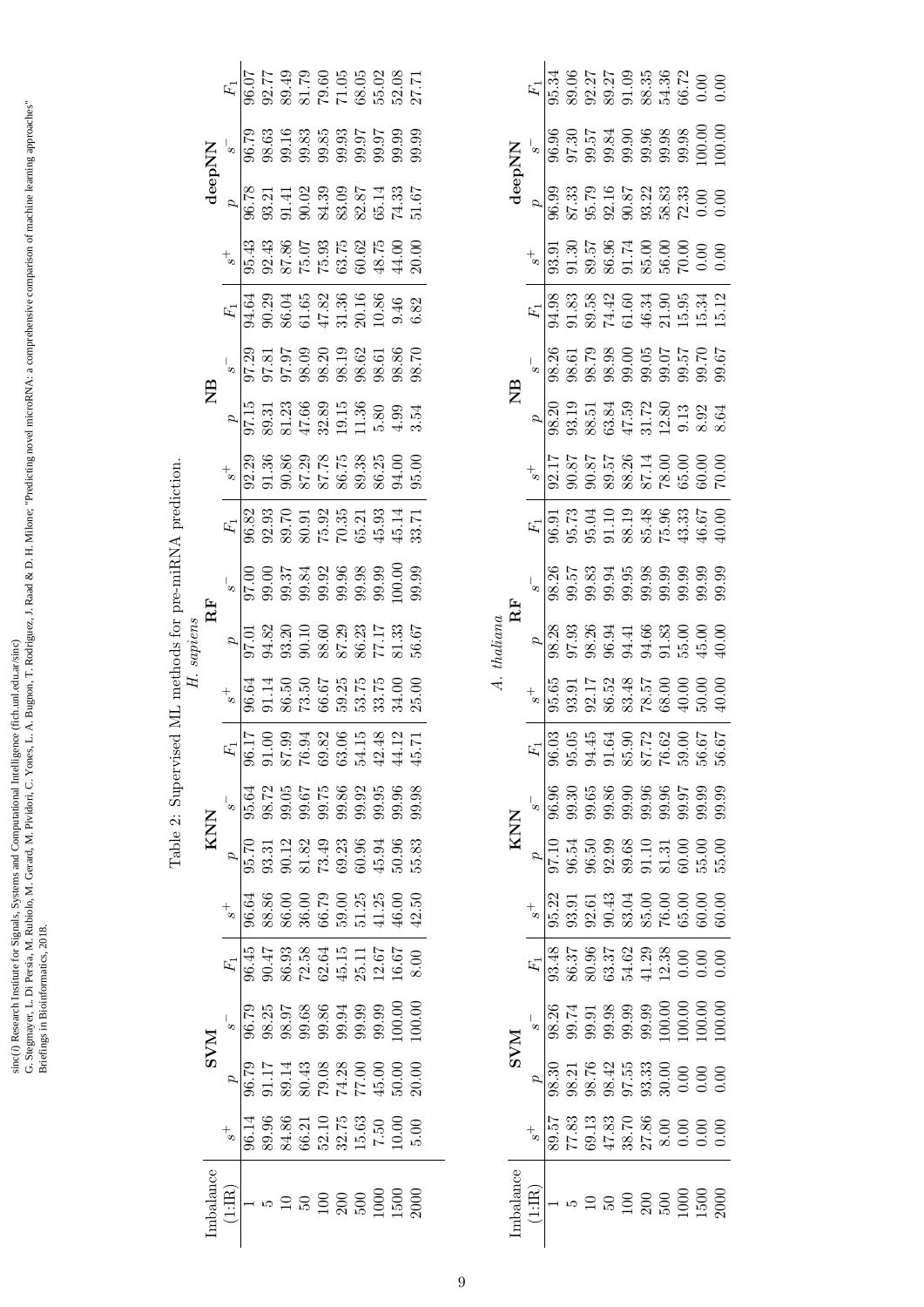Table 2: Supervised ML methods for pre-miRNA prediction.

*H. sapiens*

| Imbalance (1:IR) | SVM | | | | KNN | | | | RF | | | | NB | | | | deepNN | | | |
|---|---|---|---|---|---|---|---|---|---|---|---|---|---|---|---|---|---|---|---|---|
| | $s^+$ | $p$ | $s^-$ | $F_1$ | $s^+$ | $p$ | $s^-$ | $F_1$ | $s^+$ | $p$ | $s^-$ | $F_1$ | $s^+$ | $p$ | $s^-$ | $F_1$ | $s^+$ | $p$ | $s^-$ | $F_1$ |
| 1 | 96.14 | 96.79 | 96.79 | 96.45 | 96.64 | 95.70 | 95.64 | 96.17 | 96.64 | 97.01 | 97.00 | 96.82 | 92.29 | 97.15 | 97.29 | 94.64 | 95.43 | 96.78 | 96.79 | 96.07 |
| 5 | 89.96 | 91.17 | 98.25 | 90.47 | 88.86 | 93.31 | 98.72 | 91.00 | 91.14 | 94.82 | 99.00 | 92.93 | 91.36 | 89.31 | 97.81 | 90.29 | 92.43 | 93.21 | 98.63 | 92.77 |
| 10 | 84.86 | 89.14 | 98.97 | 86.93 | 86.00 | 90.12 | 99.05 | 87.99 | 86.50 | 93.20 | 99.37 | 89.70 | 90.86 | 81.23 | 97.97 | 86.04 | 87.86 | 91.41 | 99.16 | 89.49 |
| 50 | 66.21 | 80.43 | 99.68 | 72.58 | 36.00 | 81.82 | 99.67 | 76.94 | 73.50 | 90.10 | 99.84 | 80.91 | 87.29 | 47.66 | 98.09 | 61.65 | 75.07 | 90.02 | 99.83 | 81.79 |
| 100 | 52.10 | 79.08 | 99.86 | 62.64 | 66.79 | 73.49 | 99.75 | 69.82 | 66.67 | 88.60 | 99.92 | 75.92 | 87.78 | 32.89 | 98.20 | 47.82 | 75.93 | 84.39 | 99.85 | 79.60 |
| 200 | 32.75 | 74.28 | 99.94 | 45.15 | 59.00 | 69.23 | 99.86 | 63.06 | 59.25 | 87.29 | 99.96 | 70.35 | 86.75 | 19.15 | 98.19 | 31.36 | 63.75 | 83.09 | 99.93 | 71.05 |
| 500 | 15.63 | 77.00 | 99.99 | 25.11 | 51.25 | 60.96 | 99.92 | 54.15 | 53.75 | 86.23 | 99.98 | 65.21 | 89.38 | 11.36 | 98.62 | 20.16 | 60.62 | 82.87 | 99.97 | 68.05 |
| 1000 | 7.50 | 45.00 | 99.99 | 12.67 | 41.25 | 45.94 | 99.95 | 42.48 | 33.75 | 77.17 | 99.99 | 45.93 | 86.25 | 5.80 | 98.61 | 10.86 | 48.75 | 65.14 | 99.97 | 55.02 |
| 1500 | 10.00 | 50.00 | 100.00 | 16.67 | 46.00 | 50.96 | 99.96 | 44.12 | 34.00 | 81.33 | 100.00 | 45.14 | 94.00 | 4.99 | 98.86 | 9.46 | 44.00 | 74.33 | 99.99 | 52.08 |
| 2000 | 5.00 | 20.00 | 100.00 | 8.00 | 42.50 | 55.83 | 99.98 | 45.71 | 25.00 | 56.67 | 99.99 | 33.71 | 95.00 | 3.54 | 98.70 | 6.82 | 20.00 | 51.67 | 99.99 | 27.71 |

*A. thaliana*

| Imbalance (1:IR) | SVM | | | | KNN | | | | RF | | | | NB | | | | deepNN | | | |
|---|---|---|---|---|---|---|---|---|---|---|---|---|---|---|---|---|---|---|---|---|
| | $s^+$ | $p$ | $s^-$ | $F_1$ | $s^+$ | $p$ | $s^-$ | $F_1$ | $s^+$ | $p$ | $s^-$ | $F_1$ | $s^+$ | $p$ | $s^-$ | $F_1$ | $s^+$ | $p$ | $s^-$ | $F_1$ |
| 1 | 89.57 | 98.30 | 98.26 | 93.48 | 95.22 | 97.10 | 96.96 | 96.03 | 95.65 | 98.28 | 98.26 | 96.91 | 92.17 | 98.20 | 98.26 | 94.98 | 93.91 | 96.99 | 96.96 | 95.34 |
| 5 | 77.83 | 98.21 | 99.74 | 86.37 | 93.91 | 96.54 | 99.30 | 95.05 | 93.91 | 97.93 | 99.57 | 95.73 | 90.87 | 93.19 | 98.61 | 91.83 | 91.30 | 87.33 | 97.30 | 89.06 |
| 10 | 69.13 | 98.76 | 99.91 | 80.96 | 92.61 | 96.50 | 99.65 | 94.45 | 92.17 | 98.26 | 99.83 | 95.04 | 90.87 | 88.51 | 98.79 | 89.58 | 89.57 | 95.79 | 99.57 | 92.27 |
| 50 | 47.83 | 98.42 | 99.98 | 63.37 | 90.43 | 92.99 | 99.86 | 91.64 | 86.52 | 96.94 | 99.94 | 91.10 | 89.57 | 63.84 | 98.98 | 74.42 | 86.96 | 92.16 | 99.84 | 89.27 |
| 100 | 38.70 | 97.55 | 99.99 | 54.62 | 83.04 | 89.68 | 99.90 | 85.90 | 83.48 | 94.41 | 99.95 | 88.19 | 88.26 | 47.59 | 99.00 | 61.60 | 91.74 | 90.87 | 99.90 | 91.09 |
| 200 | 27.86 | 93.33 | 99.99 | 41.29 | 85.00 | 91.10 | 99.96 | 87.72 | 78.57 | 94.66 | 99.98 | 85.48 | 87.14 | 31.72 | 99.05 | 46.34 | 85.00 | 93.22 | 99.96 | 88.35 |
| 500 | 8.00 | 30.00 | 100.00 | 12.38 | 76.00 | 81.31 | 99.96 | 76.62 | 68.00 | 91.83 | 99.99 | 75.96 | 78.00 | 12.80 | 99.07 | 21.90 | 56.00 | 58.83 | 99.98 | 54.36 |
| 1000 | 0.00 | 0.00 | 100.00 | 0.00 | 65.00 | 60.00 | 99.97 | 59.00 | 40.00 | 55.00 | 99.99 | 43.33 | 65.00 | 9.13 | 99.57 | 15.95 | 70.00 | 72.33 | 99.98 | 66.72 |
| 1500 | 0.00 | 0.00 | 100.00 | 0.00 | 60.00 | 55.00 | 99.99 | 56.67 | 50.00 | 45.00 | 99.99 | 46.67 | 60.00 | 8.92 | 99.70 | 15.34 | 0.00 | 0.00 | 100.00 | 0.00 |
| 2000 | 0.00 | 0.00 | 100.00 | 0.00 | 60.00 | 55.00 | 99.99 | 56.67 | 40.00 | 40.00 | 99.99 | 40.00 | 70.00 | 8.64 | 99.67 | 15.12 | 0.00 | 0.00 | 100.00 | 0.00 |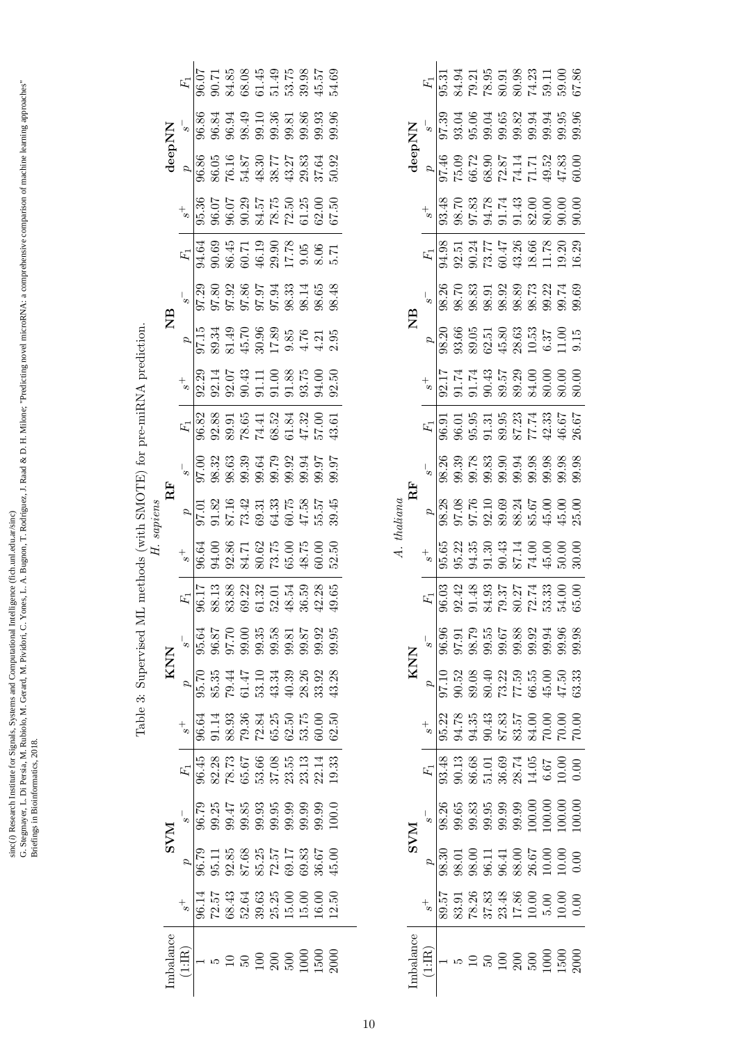Table 3: Supervised ML methods (with SMOTE) for pre-miRNA prediction.

*H. sapiens*

| Imbalance (1:IR) | SVM | | | | KNN | | | | RF | | | | NB | | | | deepNN | | | |
|---|---|---|---|---|---|---|---|---|---|---|---|---|---|---|---|---|---|---|---|---|
| | $s^+$ | $p$ | $s^-$ | $F_1$ | $s^+$ | $p$ | $s^-$ | $F_1$ | $s^+$ | $p$ | $s^-$ | $F_1$ | $s^+$ | $p$ | $s^-$ | $F_1$ | $s^+$ | $p$ | $s^-$ | $F_1$ |
| 1 | 96.14 | 96.79 | 96.79 | 96.45 | 96.64 | 95.70 | 95.64 | 96.17 | 96.64 | 97.01 | 97.00 | 96.82 | 92.29 | 97.15 | 97.29 | 94.64 | 95.36 | 96.86 | 96.86 | 96.07 |
| 5 | 72.57 | 95.11 | 99.25 | 82.28 | 91.14 | 85.35 | 96.87 | 88.13 | 94.00 | 91.82 | 98.32 | 92.88 | 92.14 | 89.34 | 97.80 | 90.69 | 96.07 | 86.05 | 96.84 | 90.71 |
| 10 | 68.43 | 92.85 | 99.47 | 78.73 | 88.93 | 79.44 | 97.70 | 83.88 | 92.86 | 87.16 | 98.63 | 89.91 | 92.07 | 81.49 | 97.92 | 86.45 | 96.07 | 76.16 | 96.94 | 84.85 |
| 50 | 52.64 | 87.68 | 99.85 | 65.67 | 79.36 | 61.47 | 99.00 | 69.22 | 84.71 | 73.42 | 99.39 | 78.65 | 90.43 | 45.70 | 97.86 | 60.71 | 90.29 | 54.87 | 98.49 | 68.08 |
| 100 | 39.63 | 85.25 | 99.93 | 53.66 | 72.84 | 53.10 | 99.35 | 61.32 | 80.62 | 69.31 | 99.64 | 74.41 | 91.11 | 30.96 | 97.97 | 46.19 | 84.57 | 48.30 | 99.10 | 61.45 |
| 200 | 25.25 | 72.57 | 99.95 | 37.08 | 65.25 | 43.34 | 99.58 | 52.01 | 73.75 | 64.33 | 99.79 | 68.52 | 91.00 | 17.89 | 97.94 | 29.90 | 78.75 | 38.77 | 99.36 | 51.49 |
| 500 | 15.00 | 69.17 | 99.99 | 23.55 | 62.50 | 40.39 | 99.81 | 48.54 | 65.00 | 60.75 | 99.92 | 61.84 | 91.88 | 9.85 | 98.33 | 17.78 | 72.50 | 43.27 | 99.81 | 53.75 |
| 1000 | 15.00 | 69.83 | 99.99 | 23.13 | 53.75 | 28.26 | 99.87 | 36.59 | 48.75 | 47.58 | 99.94 | 47.32 | 93.75 | 4.76 | 98.14 | 9.05 | 61.25 | 29.83 | 99.86 | 39.98 |
| 1500 | 16.00 | 36.67 | 99.99 | 22.14 | 60.00 | 33.92 | 99.92 | 42.28 | 60.00 | 55.57 | 99.97 | 57.00 | 94.00 | 4.21 | 98.65 | 8.06 | 62.00 | 37.64 | 99.93 | 45.57 |
| 2000 | 12.50 | 45.00 | 100.0 | 19.33 | 62.50 | 43.28 | 99.95 | 49.65 | 52.50 | 39.45 | 99.97 | 43.61 | 92.50 | 2.95 | 98.48 | 5.71 | 67.50 | 50.92 | 99.96 | 54.69 |

*A. thaliana*

| Imbalance (1:IR) | SVM | | | | KNN | | | | RF | | | | NB | | | | deepNN | | | |
|---|---|---|---|---|---|---|---|---|---|---|---|---|---|---|---|---|---|---|---|---|
| | $s^+$ | $p$ | $s^-$ | $F_1$ | $s^+$ | $p$ | $s^-$ | $F_1$ | $s^+$ | $p$ | $s^-$ | $F_1$ | $s^+$ | $p$ | $s^-$ | $F_1$ | $s^+$ | $p$ | $s^-$ | $F_1$ |
| 1 | 89.57 | 98.30 | 98.26 | 93.48 | 95.22 | 97.10 | 96.96 | 96.03 | 95.65 | 98.28 | 98.26 | 96.91 | 92.17 | 98.20 | 98.26 | 94.98 | 93.48 | 97.46 | 97.39 | 95.31 |
| 5 | 83.91 | 98.01 | 99.65 | 90.13 | 94.78 | 90.52 | 97.91 | 92.42 | 95.22 | 97.08 | 99.39 | 96.01 | 91.74 | 93.66 | 98.70 | 92.51 | 98.70 | 75.09 | 93.04 | 84.94 |
| 10 | 78.26 | 98.00 | 99.83 | 86.68 | 94.35 | 89.08 | 98.79 | 91.48 | 94.35 | 97.76 | 99.78 | 95.95 | 91.74 | 89.05 | 98.83 | 90.24 | 97.83 | 66.72 | 95.06 | 79.21 |
| 50 | 37.83 | 96.11 | 99.95 | 51.01 | 90.43 | 80.40 | 99.55 | 84.93 | 91.30 | 92.10 | 99.83 | 91.31 | 90.43 | 62.51 | 98.91 | 73.77 | 94.78 | 68.90 | 99.04 | 78.95 |
| 100 | 23.48 | 96.41 | 99.99 | 36.69 | 87.83 | 73.22 | 99.67 | 79.37 | 90.43 | 89.69 | 99.90 | 89.95 | 89.57 | 45.80 | 98.92 | 60.47 | 91.74 | 72.87 | 99.65 | 80.91 |
| 200 | 17.86 | 88.00 | 99.99 | 28.74 | 83.57 | 77.59 | 99.88 | 80.27 | 87.14 | 88.24 | 99.94 | 87.23 | 89.29 | 28.63 | 98.89 | 43.26 | 91.43 | 74.14 | 99.82 | 80.98 |
| 500 | 10.00 | 26.67 | 100.00 | 14.05 | 84.00 | 66.55 | 99.92 | 72.74 | 74.00 | 85.67 | 99.98 | 77.74 | 84.00 | 10.53 | 98.73 | 18.66 | 82.00 | 71.71 | 99.94 | 74.23 |
| 1000 | 5.00 | 10.00 | 100.00 | 6.67 | 70.00 | 45.00 | 99.94 | 53.33 | 45.00 | 45.00 | 99.98 | 42.33 | 80.00 | 6.37 | 99.22 | 11.78 | 80.00 | 49.52 | 99.94 | 59.11 |
| 1500 | 10.00 | 10.00 | 100.00 | 10.00 | 70.00 | 47.50 | 99.96 | 54.00 | 50.00 | 45.00 | 99.98 | 46.67 | 80.00 | 11.00 | 99.74 | 19.20 | 90.00 | 47.83 | 99.95 | 59.00 |
| 2000 | 0.00 | 0.00 | 100.00 | 0.00 | 70.00 | 63.33 | 99.98 | 65.00 | 30.00 | 25.00 | 99.98 | 26.67 | 80.00 | 9.15 | 99.69 | 16.29 | 90.00 | 60.00 | 99.96 | 67.86 |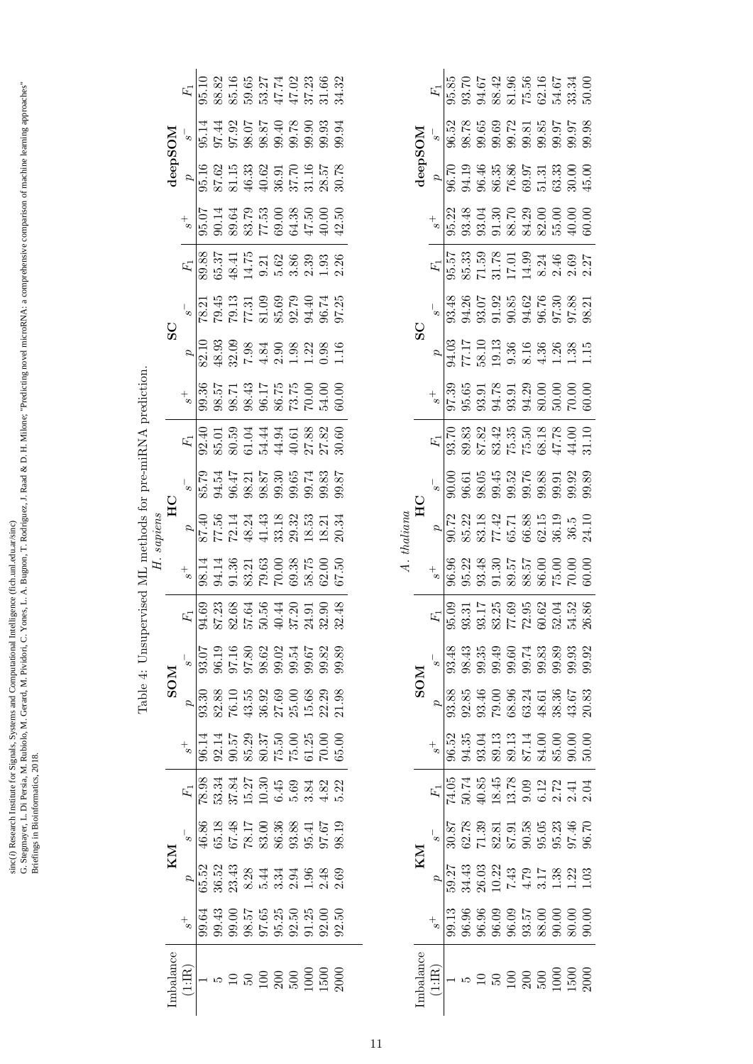Table 4: Unsupervised ML methods for pre-miRNA prediction.

*H. sapiens*

| Imbalance (1:IR) | KM | | | | SOM | | | | HC | | | | SC | | | | deepSOM | | | |
|---|---|---|---|---|---|---|---|---|---|---|---|---|---|---|---|---|---|---|---|---|
| | $s^+$ | $p$ | $s^-$ | $F_1$ | $s^+$ | $p$ | $s^-$ | $F_1$ | $s^+$ | $p$ | $s^-$ | $F_1$ | $s^+$ | $p$ | $s^-$ | $F_1$ | $s^+$ | $p$ | $s^-$ | $F_1$ |
| 1 | 99.64 | 65.52 | 46.86 | 78.98 | 96.14 | 93.30 | 93.07 | 94.69 | 98.14 | 87.40 | 85.79 | 92.40 | 99.36 | 82.10 | 78.21 | 89.88 | 95.07 | 95.16 | 95.14 | 95.10 |
| 5 | 99.43 | 36.52 | 65.18 | 53.34 | 92.14 | 82.88 | 96.19 | 87.23 | 94.14 | 77.56 | 94.54 | 85.01 | 98.57 | 48.93 | 79.45 | 65.37 | 90.14 | 87.62 | 97.44 | 88.82 |
| 10 | 99.00 | 23.43 | 67.48 | 37.84 | 90.57 | 76.10 | 97.16 | 82.68 | 91.36 | 72.14 | 96.47 | 80.59 | 98.71 | 32.09 | 79.13 | 48.41 | 89.64 | 81.15 | 97.92 | 85.16 |
| 50 | 98.57 | 8.28 | 78.17 | 15.27 | 85.29 | 43.55 | 97.80 | 57.64 | 83.21 | 48.24 | 98.21 | 61.04 | 98.43 | 7.98 | 77.31 | 14.75 | 83.79 | 46.33 | 98.07 | 59.65 |
| 100 | 97.65 | 5.44 | 83.00 | 10.30 | 80.37 | 36.92 | 98.62 | 50.56 | 79.63 | 41.43 | 98.87 | 54.44 | 96.17 | 4.84 | 81.09 | 9.21 | 77.53 | 40.62 | 98.87 | 53.27 |
| 200 | 95.25 | 3.34 | 86.36 | 6.45 | 75.50 | 27.69 | 99.02 | 40.44 | 70.00 | 33.18 | 99.30 | 44.94 | 86.75 | 2.90 | 85.69 | 5.62 | 69.00 | 36.91 | 99.40 | 47.74 |
| 500 | 92.50 | 2.94 | 93.88 | 5.69 | 75.00 | 25.00 | 99.54 | 37.20 | 69.38 | 29.32 | 99.65 | 40.61 | 73.75 | 1.98 | 92.79 | 3.86 | 64.38 | 37.70 | 99.78 | 47.02 |
| 1000 | 91.25 | 1.96 | 95.41 | 3.84 | 61.25 | 15.68 | 99.67 | 24.91 | 58.75 | 18.53 | 99.74 | 27.88 | 70.00 | 1.22 | 94.40 | 2.39 | 47.50 | 31.16 | 99.90 | 37.23 |
| 1500 | 92.00 | 2.48 | 97.67 | 4.82 | 70.00 | 22.29 | 99.82 | 32.90 | 62.00 | 18.21 | 99.83 | 27.82 | 54.00 | 0.98 | 96.74 | 1.93 | 40.00 | 28.57 | 99.93 | 31.66 |
| 2000 | 92.50 | 2.69 | 98.19 | 5.22 | 65.00 | 21.98 | 99.89 | 32.48 | 67.50 | 20.34 | 99.87 | 30.60 | 60.00 | 1.16 | 97.25 | 2.26 | 42.50 | 30.78 | 99.94 | 34.32 |

*A. thaliana*

| Imbalance (1:IR) | KM | | | | SOM | | | | HC | | | | SC | | | | deepSOM | | | |
|---|---|---|---|---|---|---|---|---|---|---|---|---|---|---|---|---|---|---|---|---|
| | $s^+$ | $p$ | $s^-$ | $F_1$ | $s^+$ | $p$ | $s^-$ | $F_1$ | $s^+$ | $p$ | $s^-$ | $F_1$ | $s^+$ | $p$ | $s^-$ | $F_1$ | $s^+$ | $p$ | $s^-$ | $F_1$ |
| 1 | 99.13 | 59.27 | 30.87 | 74.05 | 96.52 | 93.88 | 93.48 | 95.09 | 96.96 | 90.72 | 90.00 | 93.70 | 97.39 | 94.03 | 93.48 | 95.57 | 95.22 | 96.70 | 96.52 | 95.85 |
| 5 | 96.96 | 34.43 | 62.78 | 50.74 | 94.35 | 92.85 | 98.43 | 93.31 | 95.22 | 85.22 | 96.61 | 89.83 | 95.65 | 77.17 | 94.26 | 85.33 | 93.48 | 94.19 | 98.78 | 93.70 |
| 10 | 96.96 | 26.03 | 71.39 | 40.85 | 93.04 | 93.46 | 99.35 | 93.17 | 93.48 | 83.18 | 98.05 | 87.82 | 93.91 | 58.10 | 93.07 | 71.59 | 93.04 | 96.46 | 99.65 | 94.67 |
| 50 | 96.09 | 10.22 | 82.81 | 18.45 | 89.13 | 79.00 | 99.49 | 83.25 | 91.30 | 77.42 | 99.45 | 83.42 | 94.78 | 19.13 | 91.92 | 31.78 | 91.30 | 86.35 | 99.69 | 88.42 |
| 100 | 96.09 | 7.43 | 87.91 | 13.78 | 89.13 | 68.96 | 99.60 | 77.69 | 89.57 | 65.71 | 99.52 | 75.35 | 93.91 | 9.36 | 90.85 | 17.01 | 88.70 | 76.86 | 99.72 | 81.96 |
| 200 | 93.57 | 4.79 | 90.58 | 9.09 | 87.14 | 63.24 | 99.74 | 72.95 | 88.57 | 66.88 | 99.76 | 75.50 | 94.29 | 8.16 | 94.62 | 14.99 | 84.29 | 69.97 | 99.81 | 75.56 |
| 500 | 88.00 | 3.17 | 95.05 | 6.12 | 84.00 | 48.61 | 99.83 | 60.62 | 86.00 | 62.15 | 99.88 | 68.18 | 80.00 | 4.36 | 96.76 | 8.24 | 82.00 | 51.31 | 99.85 | 62.16 |
| 1000 | 90.00 | 1.38 | 95.23 | 2.72 | 85.00 | 38.36 | 99.89 | 52.04 | 75.00 | 36.19 | 99.91 | 47.78 | 50.00 | 1.26 | 97.30 | 2.46 | 55.00 | 63.33 | 99.97 | 54.67 |
| 1500 | 80.00 | 1.22 | 97.46 | 2.41 | 90.00 | 43.67 | 99.93 | 54.52 | 70.00 | 36.5 | 99.92 | 44.00 | 70.00 | 1.38 | 97.88 | 2.69 | 40.00 | 30.00 | 99.97 | 33.34 |
| 2000 | 90.00 | 1.03 | 96.70 | 2.04 | 50.00 | 20.83 | 99.92 | 26.86 | 60.00 | 24.10 | 99.89 | 31.10 | 60.00 | 1.15 | 98.21 | 2.27 | 60.00 | 45.00 | 99.98 | 50.00 |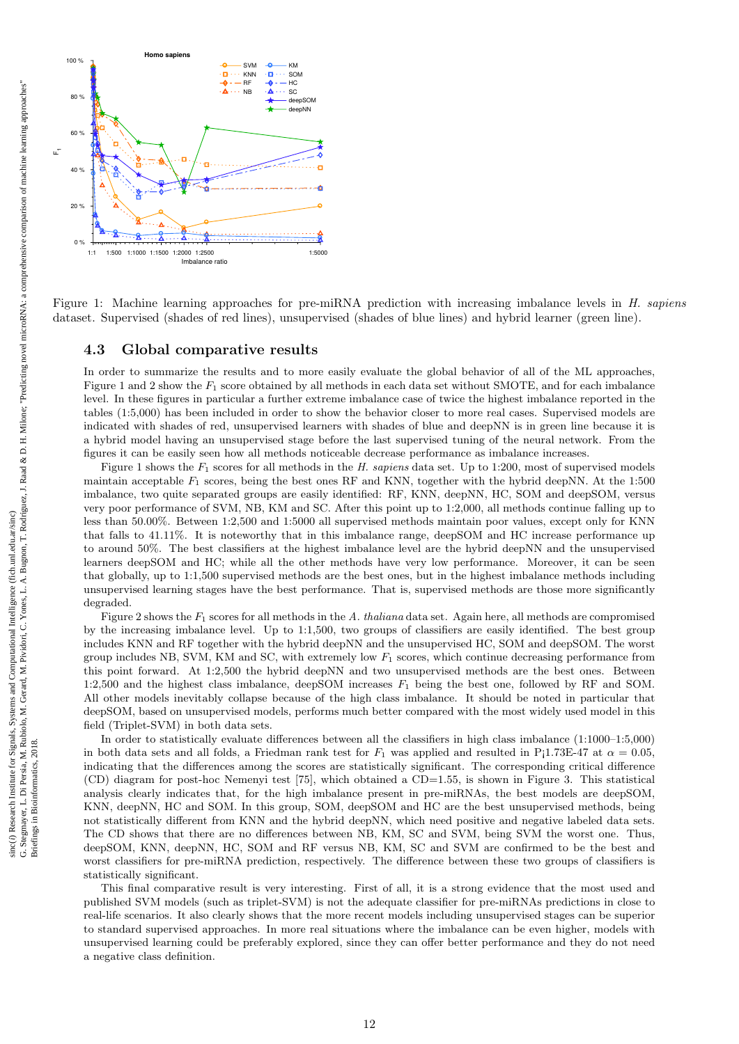Figure 1: Machine learning approaches for pre-miRNA prediction with increasing imbalance levels in *H. sapiens* dataset. Supervised (shades of red lines), unsupervised (shades of blue lines) and hybrid learner (green line).

## 4.3 Global comparative results

In order to summarize the results and to more easily evaluate the global behavior of all of the ML approaches, Figure 1 and 2 show the $F_1$ score obtained by all methods in each data set without SMOTE, and for each imbalance level. In these figures in particular a further extreme imbalance case of twice the highest imbalance reported in the tables (1:5,000) has been included in order to show the behavior closer to more real cases. Supervised models are indicated with shades of red, unsupervised learners with shades of blue and deepNN is in green line because it is a hybrid model having an unsupervised stage before the last supervised tuning of the neural network. From the figures it can be easily seen how all methods noticeable decrease performance as imbalance increases.

Figure 1 shows the $F_1$ scores for all methods in the *H. sapiens* data set. Up to 1:200, most of supervised models maintain acceptable $F_1$ scores, being the best ones RF and KNN, together with the hybrid deepNN. At the 1:500 imbalance, two quite separated groups are easily identified: RF, KNN, deepNN, HC, SOM and deepSOM, versus very poor performance of SVM, NB, KM and SC. After this point up to 1:2,000, all methods continue falling up to less than 50.00%. Between 1:2,500 and 1:5000 all supervised methods maintain poor values, except only for KNN that falls to 41.11%. It is noteworthy that in this imbalance range, deepSOM and HC increase performance up to around 50%. The best classifiers at the highest imbalance level are the hybrid deepNN and the unsupervised learners deepSOM and HC; while all the other methods have very low performance. Moreover, it can be seen that globally, up to 1:1,500 supervised methods are the best ones, but in the highest imbalance methods including unsupervised learning stages have the best performance. That is, supervised methods are those more significantly degraded.

Figure 2 shows the $F_1$ scores for all methods in the *A. thaliana* data set. Again here, all methods are compromised by the increasing imbalance level. Up to 1:1,500, two groups of classifiers are easily identified. The best group includes KNN and RF together with the hybrid deepNN and the unsupervised HC, SOM and deepSOM. The worst group includes NB, SVM, KM and SC, with extremely low $F_1$ scores, which continue decreasing performance from this point forward. At 1:2,500 the hybrid deepNN and two unsupervised methods are the best ones. Between 1:2,500 and the highest class imbalance, deepSOM increases $F_1$ being the best one, followed by RF and SOM. All other models inevitably collapse because of the high class imbalance. It should be noted in particular that deepSOM, based on unsupervised models, performs much better compared with the most widely used model in this field (Triplet-SVM) in both data sets.

In order to statistically evaluate differences between all the classifiers in high class imbalance (1:1000–1:5,000) in both data sets and all folds, a Friedman rank test for $F_1$ was applied and resulted in P¡1.73E-47 at $\alpha = 0.05$, indicating that the differences among the scores are statistically significant. The corresponding critical difference (CD) diagram for post-hoc Nemenyi test [75], which obtained a CD=1.55, is shown in Figure 3. This statistical analysis clearly indicates that, for the high imbalance present in pre-miRNAs, the best models are deepSOM, KNN, deepNN, HC and SOM. In this group, SOM, deepSOM and HC are the best unsupervised methods, being not statistically different from KNN and the hybrid deepNN, which need positive and negative labeled data sets. The CD shows that there are no differences between NB, KM, SC and SVM, being SVM the worst one. Thus, deepSOM, KNN, deepNN, HC, SOM and RF versus NB, KM, SC and SVM are confirmed to be the best and worst classifiers for pre-miRNA prediction, respectively. The difference between these two groups of classifiers is statistically significant.

This final comparative result is very interesting. First of all, it is a strong evidence that the most used and published SVM models (such as triplet-SVM) is not the adequate classifier for pre-miRNAs predictions in close to real-life scenarios. It also clearly shows that the more recent models including unsupervised stages can be superior to standard supervised approaches. In more real situations where the imbalance can be even higher, models with unsupervised learning could be preferably explored, since they can offer better performance and they do not need a negative class definition.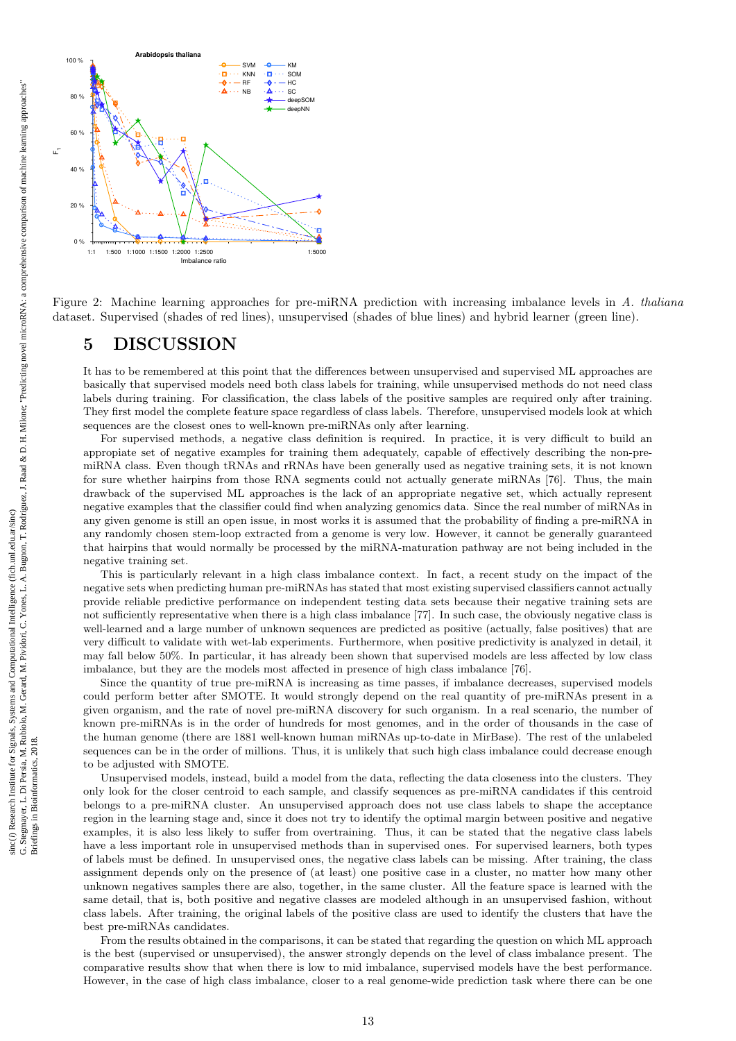Arabidopsis thaliana

100 %
80 %
60 %
40 %
20 %
0 %

$F_1$

1:1 1:500 1:1000 1:1500 1:2000 1:2500 1:5000

Imbalance ratio

SVM
KNN
RF
NB
KM
SOM
HC
SC
deepSOM
deepNN

Figure 2: Machine learning approaches for pre-miRNA prediction with increasing imbalance levels in *A. thaliana* dataset. Supervised (shades of red lines), unsupervised (shades of blue lines) and hybrid learner (green line).

# 5 DISCUSSION

It has to be remembered at this point that the differences between unsupervised and supervised ML approaches are basically that supervised models need both class labels for training, while unsupervised methods do not need class labels during training. For classification, the class labels of the positive samples are required only after training. They first model the complete feature space regardless of class labels. Therefore, unsupervised models look at which sequences are the closest ones to well-known pre-miRNAs only after learning.

For supervised methods, a negative class definition is required. In practice, it is very difficult to build an appropriate set of negative examples for training them adequately, capable of effectively describing the non-pre-miRNA class. Even though tRNAs and rRNAs have been generally used as negative training sets, it is not known for sure whether hairpins from those RNA segments could not actually generate miRNAs [76]. Thus, the main drawback of the supervised ML approaches is the lack of an appropriate negative set, which actually represent negative examples that the classifier could find when analyzing genomics data. Since the real number of miRNAs in any given genome is still an open issue, in most works it is assumed that the probability of finding a pre-miRNA in any randomly chosen stem-loop extracted from a genome is very low. However, it cannot be generally guaranteed that hairpins that would normally be processed by the miRNA-maturation pathway are not being included in the negative training set.

This is particularly relevant in a high class imbalance context. In fact, a recent study on the impact of the negative sets when predicting human pre-miRNAs has stated that most existing supervised classifiers cannot actually provide reliable predictive performance on independent testing data sets because their negative training sets are not sufficiently representative when there is a high class imbalance [77]. In such case, the obviously negative class is well-learned and a large number of unknown sequences are predicted as positive (actually, false positives) that are very difficult to validate with wet-lab experiments. Furthermore, when positive predictivity is analyzed in detail, it may fall below 50%. In particular, it has already been shown that supervised models are less affected by low class imbalance, but they are the models most affected in presence of high class imbalance [76].

Since the quantity of true pre-miRNA is increasing as time passes, if imbalance decreases, supervised models could perform better after SMOTE. It would strongly depend on the real quantity of pre-miRNAs present in a given organism, and the rate of novel pre-miRNA discovery for such organism. In a real scenario, the number of known pre-miRNAs is in the order of hundreds for most genomes, and in the order of thousands in the case of the human genome (there are 1881 well-known human miRNAs up-to-date in MirBase). The rest of the unlabeled sequences can be in the order of millions. Thus, it is unlikely that such high class imbalance could decrease enough to be adjusted with SMOTE.

Unsupervised models, instead, build a model from the data, reflecting the data closeness into the clusters. They only look for the closer centroid to each sample, and classify sequences as pre-miRNA candidates if this centroid belongs to a pre-miRNA cluster. An unsupervised approach does not use class labels to shape the acceptance region in the learning stage and, since it does not try to identify the optimal margin between positive and negative examples, it is also less likely to suffer from overtraining. Thus, it can be stated that the negative class labels have a less important role in unsupervised methods than in supervised ones. For supervised learners, both types of labels must be defined. In unsupervised ones, the negative class labels can be missing. After training, the class assignment depends only on the presence of (at least) one positive case in a cluster, no matter how many other unknown negatives samples there are also, together, in the same cluster. All the feature space is learned with the same detail, that is, both positive and negative classes are modeled although in an unsupervised fashion, without class labels. After training, the original labels of the positive class are used to identify the clusters that have the best pre-miRNAs candidates.

From the results obtained in the comparisons, it can be stated that regarding the question on which ML approach is the best (supervised or unsupervised), the answer strongly depends on the level of class imbalance present. The comparative results show that when there is low to mid imbalance, supervised models have the best performance. However, in the case of high class imbalance, closer to a real genome-wide prediction task where there can be one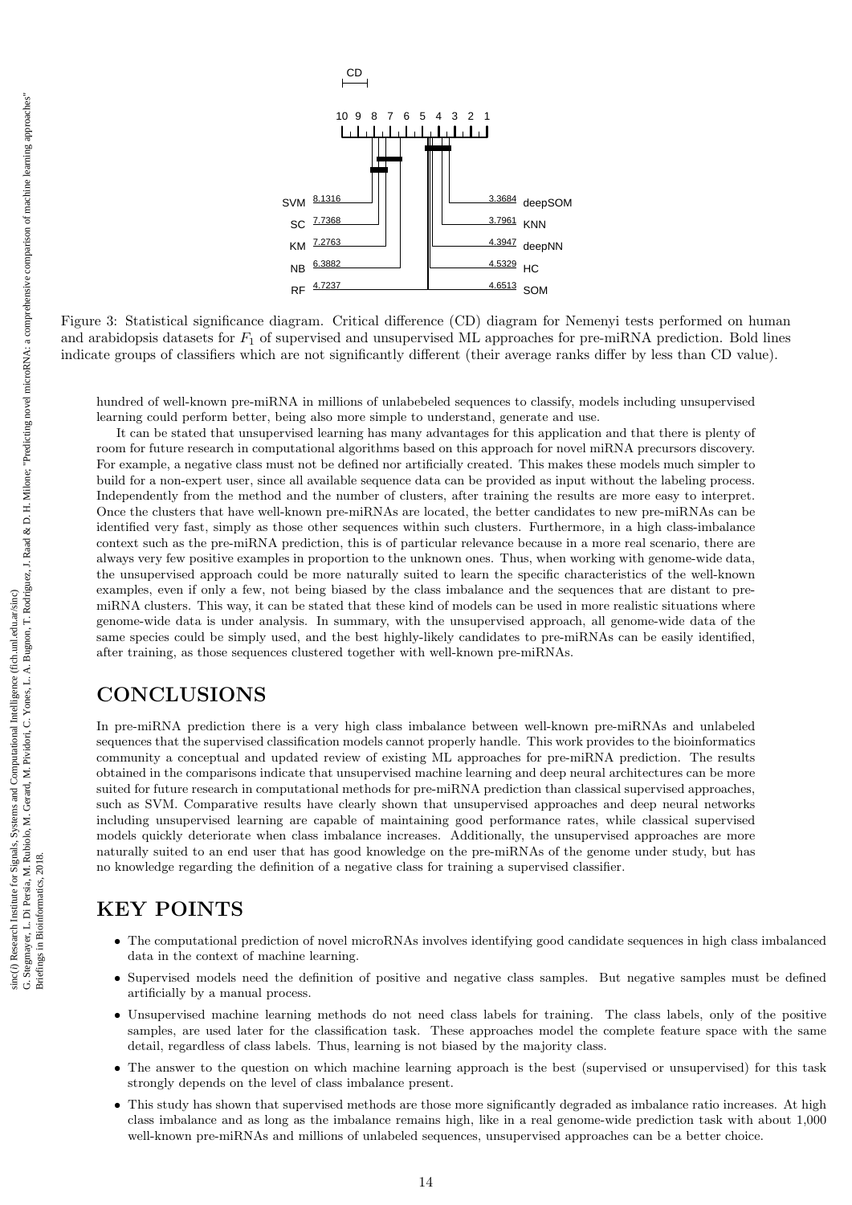CD

10 9 8 7 6 5 4 3 2 1

SVM 8.1316
SC 7.7368
KM 7.2763
NB 6.3882
RF 4.7237

3.3684 deepSOM
3.7961 KNN
4.3947 deepNN
4.5329 HC
4.6513 SOM

Figure 3: Statistical significance diagram. Critical difference (CD) diagram for Nemenyi tests performed on human and arabidopsis datasets for $F_1$ of supervised and unsupervised ML approaches for pre-miRNA prediction. Bold lines indicate groups of classifiers which are not significantly different (their average ranks differ by less than CD value).

hundred of well-known pre-miRNA in millions of unlabebeled sequences to classify, models including unsupervised learning could perform better, being also more simple to understand, generate and use.

It can be stated that unsupervised learning has many advantages for this application and that there is plenty of room for future research in computational algorithms based on this approach for novel miRNA precursors discovery. For example, a negative class must not be defined nor artificially created. This makes these models much simpler to build for a non-expert user, since all available sequence data can be provided as input without the labeling process. Independently from the method and the number of clusters, after training the results are more easy to interpret. Once the clusters that have well-known pre-miRNAs are located, the better candidates to new pre-miRNAs can be identified very fast, simply as those other sequences within such clusters. Furthermore, in a high class-imbalance context such as the pre-miRNA prediction, this is of particular relevance because in a more real scenario, there are always very few positive examples in proportion to the unknown ones. Thus, when working with genome-wide data, the unsupervised approach could be more naturally suited to learn the specific characteristics of the well-known examples, even if only a few, not being biased by the class imbalance and the sequences that are distant to pre-miRNA clusters. This way, it can be stated that these kind of models can be used in more realistic situations where genome-wide data is under analysis. In summary, with the unsupervised approach, all genome-wide data of the same species could be simply used, and the best highly-likely candidates to pre-miRNAs can be easily identified, after training, as those sequences clustered together with well-known pre-miRNAs.

# CONCLUSIONS

In pre-miRNA prediction there is a very high class imbalance between well-known pre-miRNAs and unlabeled sequences that the supervised classification models cannot properly handle. This work provides to the bioinformatics community a conceptual and updated review of existing ML approaches for pre-miRNA prediction. The results obtained in the comparisons indicate that unsupervised machine learning and deep neural architectures can be more suited for future research in computational methods for pre-miRNA prediction than classical supervised approaches, such as SVM. Comparative results have clearly shown that unsupervised approaches and deep neural networks including unsupervised learning are capable of maintaining good performance rates, while classical supervised models quickly deteriorate when class imbalance increases. Additionally, the unsupervised approaches are more naturally suited to an end user that has good knowledge on the pre-miRNAs of the genome under study, but has no knowledge regarding the definition of a negative class for training a supervised classifier.

# KEY POINTS

- The computational prediction of novel microRNAs involves identifying good candidate sequences in high class imbalanced data in the context of machine learning.
- Supervised models need the definition of positive and negative class samples. But negative samples must be defined artificially by a manual process.
- Unsupervised machine learning methods do not need class labels for training. The class labels, only of the positive samples, are used later for the classification task. These approaches model the complete feature space with the same detail, regardless of class labels. Thus, learning is not biased by the majority class.
- The answer to the question on which machine learning approach is the best (supervised or unsupervised) for this task strongly depends on the level of class imbalance present.
- This study has shown that supervised methods are those more significantly degraded as imbalance ratio increases. At high class imbalance and as long as the imbalance remains high, like in a real genome-wide prediction task with about 1,000 well-known pre-miRNAs and millions of unlabeled sequences, unsupervised approaches can be a better choice.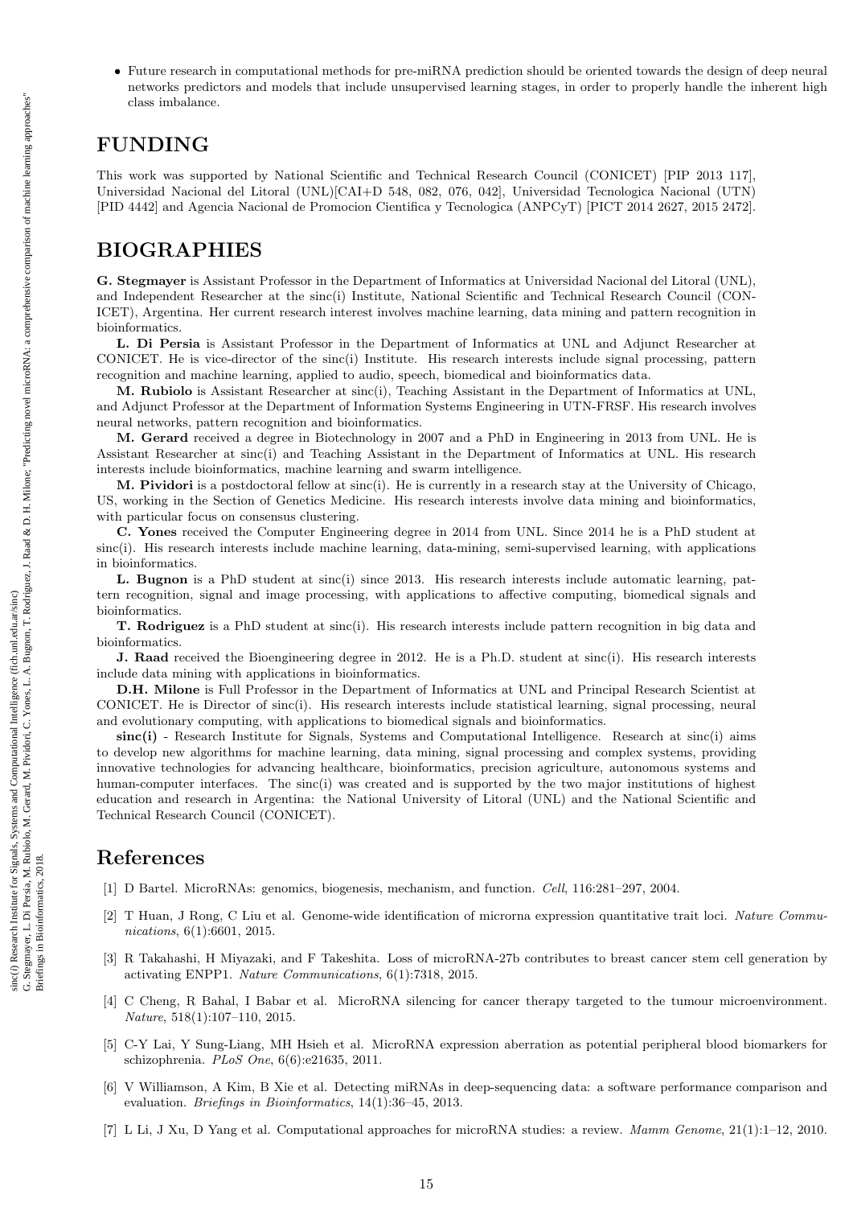- Future research in computational methods for pre-miRNA prediction should be oriented towards the design of deep neural networks predictors and models that include unsupervised learning stages, in order to properly handle the inherent high class imbalance.

# FUNDING

This work was supported by National Scientific and Technical Research Council (CONICET) [PIP 2013 117], Universidad Nacional del Litoral (UNL)[CAI+D 548, 082, 076, 042], Universidad Tecnologica Nacional (UTN) [PID 4442] and Agencia Nacional de Promocion Cientifica y Tecnologica (ANPCyT) [PICT 2014 2627, 2015 2472].

# BIOGRAPHIES

**G. Stegmayer** is Assistant Professor in the Department of Informatics at Universidad Nacional del Litoral (UNL), and Independent Researcher at the sinc(i) Institute, National Scientific and Technical Research Council (CONICET), Argentina. Her current research interest involves machine learning, data mining and pattern recognition in bioinformatics.

**L. Di Persia** is Assistant Professor in the Department of Informatics at UNL and Adjunct Researcher at CONICET. He is vice-director of the sinc(i) Institute. His research interests include signal processing, pattern recognition and machine learning, applied to audio, speech, biomedical and bioinformatics data.

**M. Rubiolo** is Assistant Researcher at sinc(i), Teaching Assistant in the Department of Informatics at UNL, and Adjunct Professor at the Department of Information Systems Engineering in UTN-FRSF. His research involves neural networks, pattern recognition and bioinformatics.

**M. Gerard** received a degree in Biotechnology in 2007 and a PhD in Engineering in 2013 from UNL. He is Assistant Researcher at sinc(i) and Teaching Assistant in the Department of Informatics at UNL. His research interests include bioinformatics, machine learning and swarm intelligence.

**M. Pividori** is a postdoctoral fellow at sinc(i). He is currently in a research stay at the University of Chicago, US, working in the Section of Genetics Medicine. His research interests involve data mining and bioinformatics, with particular focus on consensus clustering.

**C. Yones** received the Computer Engineering degree in 2014 from UNL. Since 2014 he is a PhD student at sinc(i). His research interests include machine learning, data-mining, semi-supervised learning, with applications in bioinformatics.

**L. Bugnon** is a PhD student at sinc(i) since 2013. His research interests include automatic learning, pattern recognition, signal and image processing, with applications to affective computing, biomedical signals and bioinformatics.

**T. Rodriguez** is a PhD student at sinc(i). His research interests include pattern recognition in big data and bioinformatics.

**J. Raad** received the Bioengineering degree in 2012. He is a Ph.D. student at sinc(i). His research interests include data mining with applications in bioinformatics.

**D.H. Milone** is Full Professor in the Department of Informatics at UNL and Principal Research Scientist at CONICET. He is Director of sinc(i). His research interests include statistical learning, signal processing, neural and evolutionary computing, with applications to biomedical signals and bioinformatics.

**sinc(i)** - Research Institute for Signals, Systems and Computational Intelligence. Research at sinc(i) aims to develop new algorithms for machine learning, data mining, signal processing and complex systems, providing innovative technologies for advancing healthcare, bioinformatics, precision agriculture, autonomous systems and human-computer interfaces. The sinc(i) was created and is supported by the two major institutions of highest education and research in Argentina: the National University of Litoral (UNL) and the National Scientific and Technical Research Council (CONICET).

# References

[1] D Bartel. MicroRNAs: genomics, biogenesis, mechanism, and function. *Cell*, 116:281–297, 2004.

[2] T Huan, J Rong, C Liu et al. Genome-wide identification of microrna expression quantitative trait loci. *Nature Communications*, 6(1):6601, 2015.

[3] R Takahashi, H Miyazaki, and F Takeshita. Loss of microRNA-27b contributes to breast cancer stem cell generation by activating ENPP1. *Nature Communications*, 6(1):7318, 2015.

[4] C Cheng, R Bahal, I Babar et al. MicroRNA silencing for cancer therapy targeted to the tumour microenvironment. *Nature*, 518(1):107–110, 2015.

[5] C-Y Lai, Y Sung-Liang, MH Hsieh et al. MicroRNA expression aberration as potential peripheral blood biomarkers for schizophrenia. *PLoS One*, 6(6):e21635, 2011.

[6] V Williamson, A Kim, B Xie et al. Detecting miRNAs in deep-sequencing data: a software performance comparison and evaluation. *Briefings in Bioinformatics*, 14(1):36–45, 2013.

[7] L Li, J Xu, D Yang et al. Computational approaches for microRNA studies: a review. *Mamm Genome*, 21(1):1–12, 2010.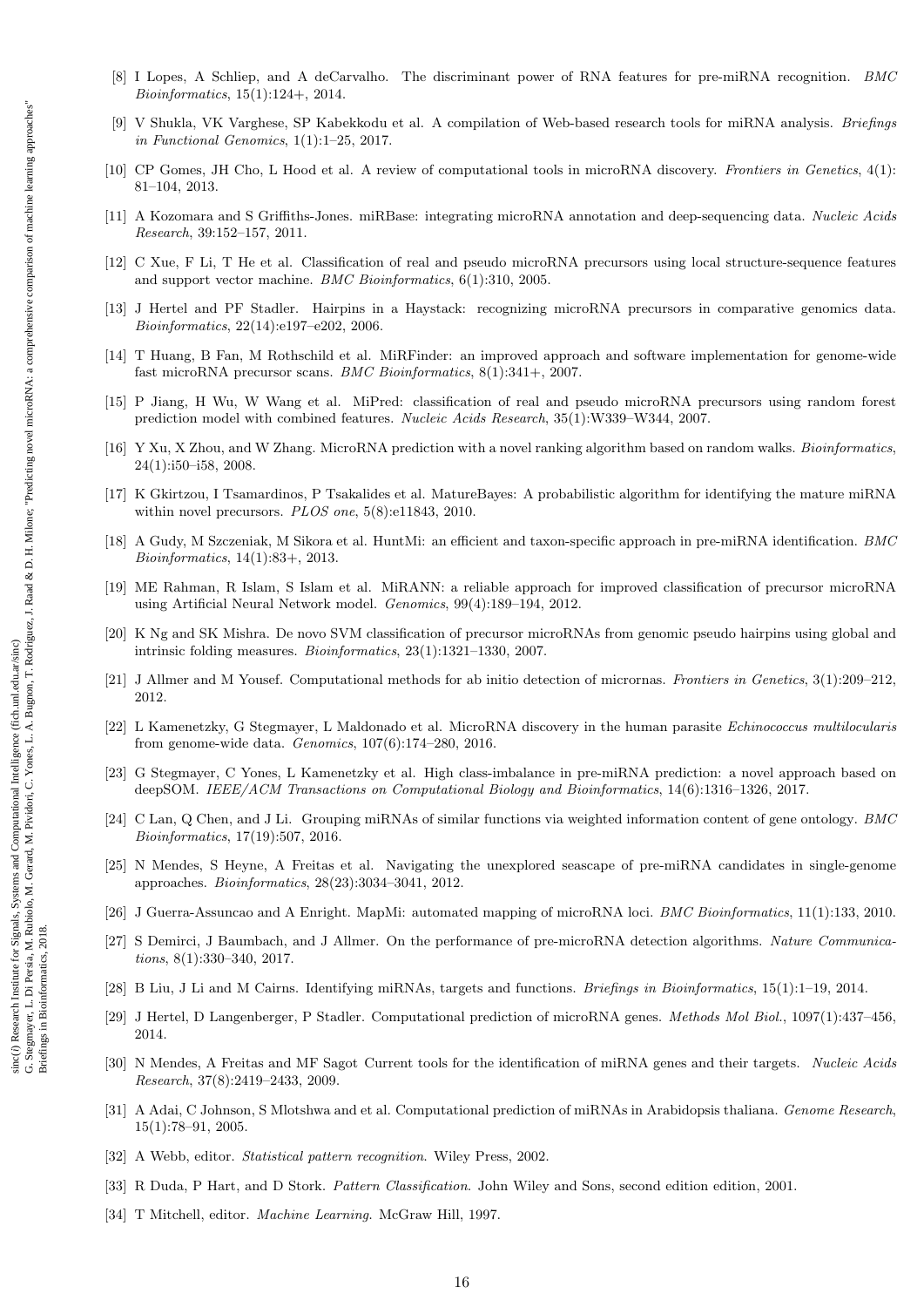[8] I Lopes, A Schliep, and A deCarvalho. The discriminant power of RNA features for pre-miRNA recognition. *BMC Bioinformatics*, 15(1):124+, 2014.

[9] V Shukla, VK Varghese, SP Kabekkodu et al. A compilation of Web-based research tools for miRNA analysis. *Briefings in Functional Genomics*, 1(1):1–25, 2017.

[10] CP Gomes, JH Cho, L Hood et al. A review of computational tools in microRNA discovery. *Frontiers in Genetics*, 4(1): 81–104, 2013.

[11] A Kozomara and S Griffiths-Jones. miRBase: integrating microRNA annotation and deep-sequencing data. *Nucleic Acids Research*, 39:152–157, 2011.

[12] C Xue, F Li, T He et al. Classification of real and pseudo microRNA precursors using local structure-sequence features and support vector machine. *BMC Bioinformatics*, 6(1):310, 2005.

[13] J Hertel and PF Stadler. Hairpins in a Haystack: recognizing microRNA precursors in comparative genomics data. *Bioinformatics*, 22(14):e197–e202, 2006.

[14] T Huang, B Fan, M Rothschild et al. MiRFinder: an improved approach and software implementation for genome-wide fast microRNA precursor scans. *BMC Bioinformatics*, 8(1):341+, 2007.

[15] P Jiang, H Wu, W Wang et al. MiPred: classification of real and pseudo microRNA precursors using random forest prediction model with combined features. *Nucleic Acids Research*, 35(1):W339–W344, 2007.

[16] Y Xu, X Zhou, and W Zhang. MicroRNA prediction with a novel ranking algorithm based on random walks. *Bioinformatics*, 24(1):i50–i58, 2008.

[17] K Gkirtzou, I Tsamardinos, P Tsakalides et al. MatureBayes: A probabilistic algorithm for identifying the mature miRNA within novel precursors. *PLOS one*, 5(8):e11843, 2010.

[18] A Gudy, M Szczeniak, M Sikora et al. HuntMi: an efficient and taxon-specific approach in pre-miRNA identification. *BMC Bioinformatics*, 14(1):83+, 2013.

[19] ME Rahman, R Islam, S Islam et al. MiRANN: a reliable approach for improved classification of precursor microRNA using Artificial Neural Network model. *Genomics*, 99(4):189–194, 2012.

[20] K Ng and SK Mishra. De novo SVM classification of precursor microRNAs from genomic pseudo hairpins using global and intrinsic folding measures. *Bioinformatics*, 23(1):1321–1330, 2007.

[21] J Allmer and M Yousef. Computational methods for ab initio detection of micrornas. *Frontiers in Genetics*, 3(1):209–212, 2012.

[22] L Kamenetzky, G Stegmayer, L Maldonado et al. MicroRNA discovery in the human parasite *Echinococcus multilocularis* from genome-wide data. *Genomics*, 107(6):174–280, 2016.

[23] G Stegmayer, C Yones, L Kamenetzky et al. High class-imbalance in pre-miRNA prediction: a novel approach based on deepSOM. *IEEE/ACM Transactions on Computational Biology and Bioinformatics*, 14(6):1316–1326, 2017.

[24] C Lan, Q Chen, and J Li. Grouping miRNAs of similar functions via weighted information content of gene ontology. *BMC Bioinformatics*, 17(19):507, 2016.

[25] N Mendes, S Heyne, A Freitas et al. Navigating the unexplored seascape of pre-miRNA candidates in single-genome approaches. *Bioinformatics*, 28(23):3034–3041, 2012.

[26] J Guerra-Assuncao and A Enright. MapMi: automated mapping of microRNA loci. *BMC Bioinformatics*, 11(1):133, 2010.

[27] S Demirci, J Baumbach, and J Allmer. On the performance of pre-microRNA detection algorithms. *Nature Communications*, 8(1):330–340, 2017.

[28] B Liu, J Li and M Cairns. Identifying miRNAs, targets and functions. *Briefings in Bioinformatics*, 15(1):1–19, 2014.

[29] J Hertel, D Langenberger, P Stadler. Computational prediction of microRNA genes. *Methods Mol Biol.*, 1097(1):437–456, 2014.

[30] N Mendes, A Freitas and MF Sagot Current tools for the identification of miRNA genes and their targets. *Nucleic Acids Research*, 37(8):2419–2433, 2009.

[31] A Adai, C Johnson, S Mlotshwa and et al. Computational prediction of miRNAs in Arabidopsis thaliana. *Genome Research*, 15(1):78–91, 2005.

[32] A Webb, editor. *Statistical pattern recognition*. Wiley Press, 2002.

[33] R Duda, P Hart, and D Stork. *Pattern Classification*. John Wiley and Sons, second edition edition, 2001.

[34] T Mitchell, editor. *Machine Learning*. McGraw Hill, 1997.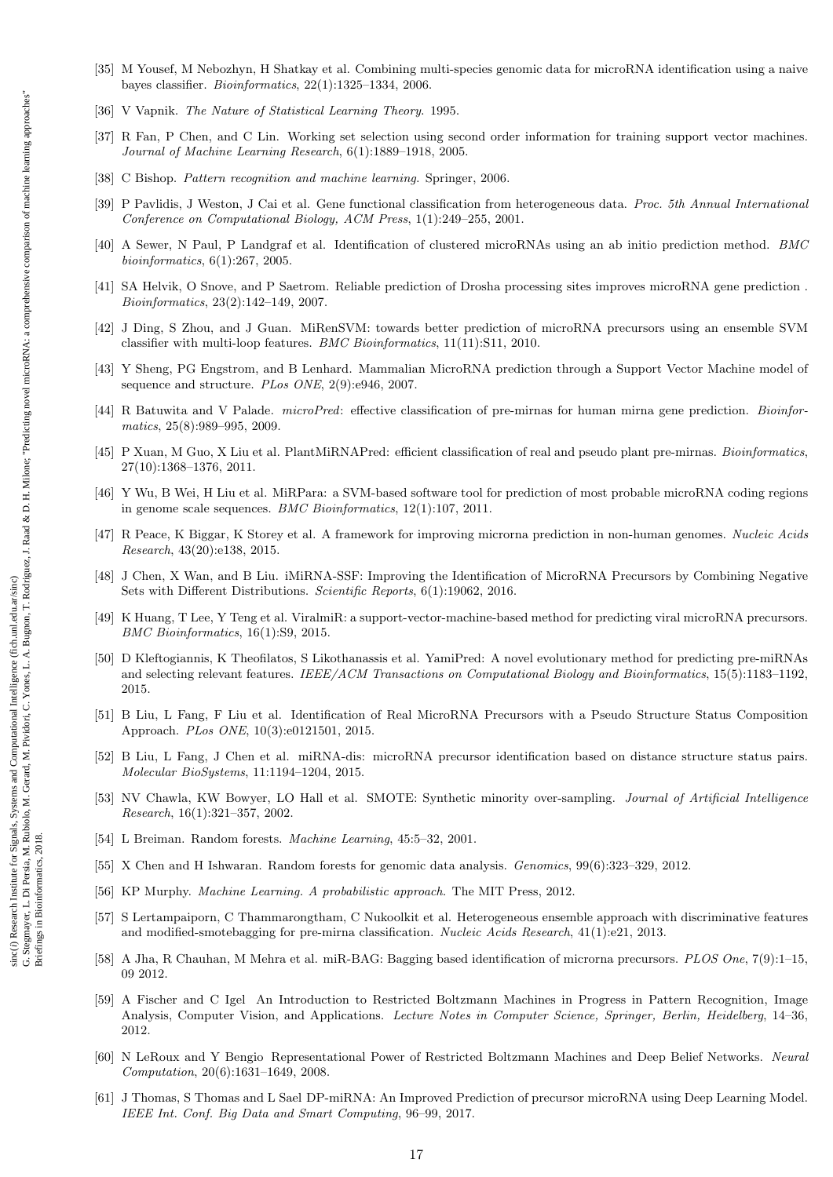[35] M Yousef, M Nebozhyn, H Shatkay et al. Combining multi-species genomic data for microRNA identification using a naive bayes classifier. *Bioinformatics*, 22(1):1325–1334, 2006.

[36] V Vapnik. *The Nature of Statistical Learning Theory*. 1995.

[37] R Fan, P Chen, and C Lin. Working set selection using second order information for training support vector machines. *Journal of Machine Learning Research*, 6(1):1889–1918, 2005.

[38] C Bishop. *Pattern recognition and machine learning*. Springer, 2006.

[39] P Pavlidis, J Weston, J Cai et al. Gene functional classification from heterogeneous data. *Proc. 5th Annual International Conference on Computational Biology, ACM Press*, 1(1):249–255, 2001.

[40] A Sewer, N Paul, P Landgraf et al. Identification of clustered microRNAs using an ab initio prediction method. *BMC bioinformatics*, 6(1):267, 2005.

[41] SA Helvik, O Snove, and P Saetrom. Reliable prediction of Drosha processing sites improves microRNA gene prediction . *Bioinformatics*, 23(2):142–149, 2007.

[42] J Ding, S Zhou, and J Guan. MiRenSVM: towards better prediction of microRNA precursors using an ensemble SVM classifier with multi-loop features. *BMC Bioinformatics*, 11(11):S11, 2010.

[43] Y Sheng, PG Engstrom, and B Lenhard. Mammalian MicroRNA prediction through a Support Vector Machine model of sequence and structure. *PLos ONE*, 2(9):e946, 2007.

[44] R Batuwita and V Palade. *microPred*: effective classification of pre-mirnas for human mirna gene prediction. *Bioinformatics*, 25(8):989–995, 2009.

[45] P Xuan, M Guo, X Liu et al. PlantMiRNAPred: efficient classification of real and pseudo plant pre-mirnas. *Bioinformatics*, 27(10):1368–1376, 2011.

[46] Y Wu, B Wei, H Liu et al. MiRPara: a SVM-based software tool for prediction of most probable microRNA coding regions in genome scale sequences. *BMC Bioinformatics*, 12(1):107, 2011.

[47] R Peace, K Biggar, K Storey et al. A framework for improving microrna prediction in non-human genomes. *Nucleic Acids Research*, 43(20):e138, 2015.

[48] J Chen, X Wan, and B Liu. iMiRNA-SSF: Improving the Identification of MicroRNA Precursors by Combining Negative Sets with Different Distributions. *Scientific Reports*, 6(1):19062, 2016.

[49] K Huang, T Lee, Y Teng et al. ViralmiR: a support-vector-machine-based method for predicting viral microRNA precursors. *BMC Bioinformatics*, 16(1):S9, 2015.

[50] D Kleftogiannis, K Theofilatos, S Likothanassis et al. YamiPred: A novel evolutionary method for predicting pre-miRNAs and selecting relevant features. *IEEE/ACM Transactions on Computational Biology and Bioinformatics*, 15(5):1183–1192, 2015.

[51] B Liu, L Fang, F Liu et al. Identification of Real MicroRNA Precursors with a Pseudo Structure Status Composition Approach. *PLos ONE*, 10(3):e0121501, 2015.

[52] B Liu, L Fang, J Chen et al. miRNA-dis: microRNA precursor identification based on distance structure status pairs. *Molecular BioSystems*, 11:1194–1204, 2015.

[53] NV Chawla, KW Bowyer, LO Hall et al. SMOTE: Synthetic minority over-sampling. *Journal of Artificial Intelligence Research*, 16(1):321–357, 2002.

[54] L Breiman. Random forests. *Machine Learning*, 45:5–32, 2001.

[55] X Chen and H Ishwaran. Random forests for genomic data analysis. *Genomics*, 99(6):323–329, 2012.

[56] KP Murphy. *Machine Learning. A probabilistic approach*. The MIT Press, 2012.

[57] S Lertampaiporn, C Thammarongtham, C Nukoolkit et al. Heterogeneous ensemble approach with discriminative features and modified-smotebagging for pre-mirna classification. *Nucleic Acids Research*, 41(1):e21, 2013.

[58] A Jha, R Chauhan, M Mehra et al. miR-BAG: Bagging based identification of microrna precursors. *PLOS One*, 7(9):1–15, 09 2012.

[59] A Fischer and C Igel An Introduction to Restricted Boltzmann Machines in Progress in Pattern Recognition, Image Analysis, Computer Vision, and Applications. *Lecture Notes in Computer Science, Springer, Berlin, Heidelberg*, 14–36, 2012.

[60] N LeRoux and Y Bengio Representational Power of Restricted Boltzmann Machines and Deep Belief Networks. *Neural Computation*, 20(6):1631–1649, 2008.

[61] J Thomas, S Thomas and L Sael DP-miRNA: An Improved Prediction of precursor microRNA using Deep Learning Model. *IEEE Int. Conf. Big Data and Smart Computing*, 96–99, 2017.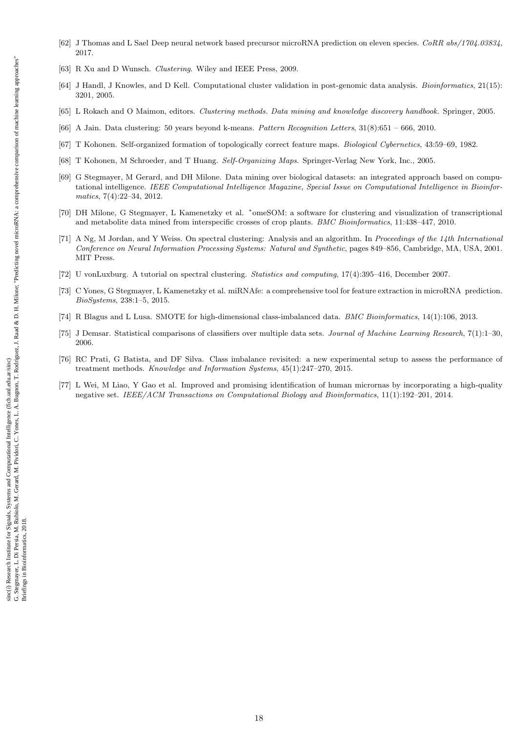[62] J Thomas and L Sael Deep neural network based precursor microRNA prediction on eleven species. *CoRR abs/1704.03834*, 2017.

[63] R Xu and D Wunsch. *Clustering*. Wiley and IEEE Press, 2009.

[64] J Handl, J Knowles, and D Kell. Computational cluster validation in post-genomic data analysis. *Bioinformatics*, 21(15): 3201, 2005.

[65] L Rokach and O Maimon, editors. *Clustering methods. Data mining and knowledge discovery handbook.* Springer, 2005.

[66] A Jain. Data clustering: 50 years beyond k-means. *Pattern Recognition Letters*, 31(8):651 – 666, 2010.

[67] T Kohonen. Self-organized formation of topologically correct feature maps. *Biological Cybernetics*, 43:59–69, 1982.

[68] T Kohonen, M Schroeder, and T Huang. *Self-Organizing Maps*. Springer-Verlag New York, Inc., 2005.

[69] G Stegmayer, M Gerard, and DH Milone. Data mining over biological datasets: an integrated approach based on computational intelligence. *IEEE Computational Intelligence Magazine, Special Issue on Computational Intelligence in Bioinformatics*, 7(4):22–34, 2012.

[70] DH Milone, G Stegmayer, L Kamenetzky et al. *omeSOM: a software for clustering and visualization of transcriptional and metabolite data mined from interspecific crosses of crop plants. *BMC Bioinformatics*, 11:438–447, 2010.

[71] A Ng, M Jordan, and Y Weiss. On spectral clustering: Analysis and an algorithm. In *Proceedings of the 14th International Conference on Neural Information Processing Systems: Natural and Synthetic*, pages 849–856, Cambridge, MA, USA, 2001. MIT Press.

[72] U vonLuxburg. A tutorial on spectral clustering. *Statistics and computing*, 17(4):395–416, December 2007.

[73] C Yones, G Stegmayer, L Kamenetzky et al. miRNAfe: a comprehensive tool for feature extraction in microRNA prediction. *BioSystems*, 238:1–5, 2015.

[74] R Blagus and L Lusa. SMOTE for high-dimensional class-imbalanced data. *BMC Bioinformatics*, 14(1):106, 2013.

[75] J Demsar. Statistical comparisons of classifiers over multiple data sets. *Journal of Machine Learning Research*, 7(1):1–30, 2006.

[76] RC Prati, G Batista, and DF Silva. Class imbalance revisited: a new experimental setup to assess the performance of treatment methods. *Knowledge and Information Systems*, 45(1):247–270, 2015.

[77] L Wei, M Liao, Y Gao et al. Improved and promising identification of human micrornas by incorporating a high-quality negative set. *IEEE/ACM Transactions on Computational Biology and Bioinformatics*, 11(1):192–201, 2014.